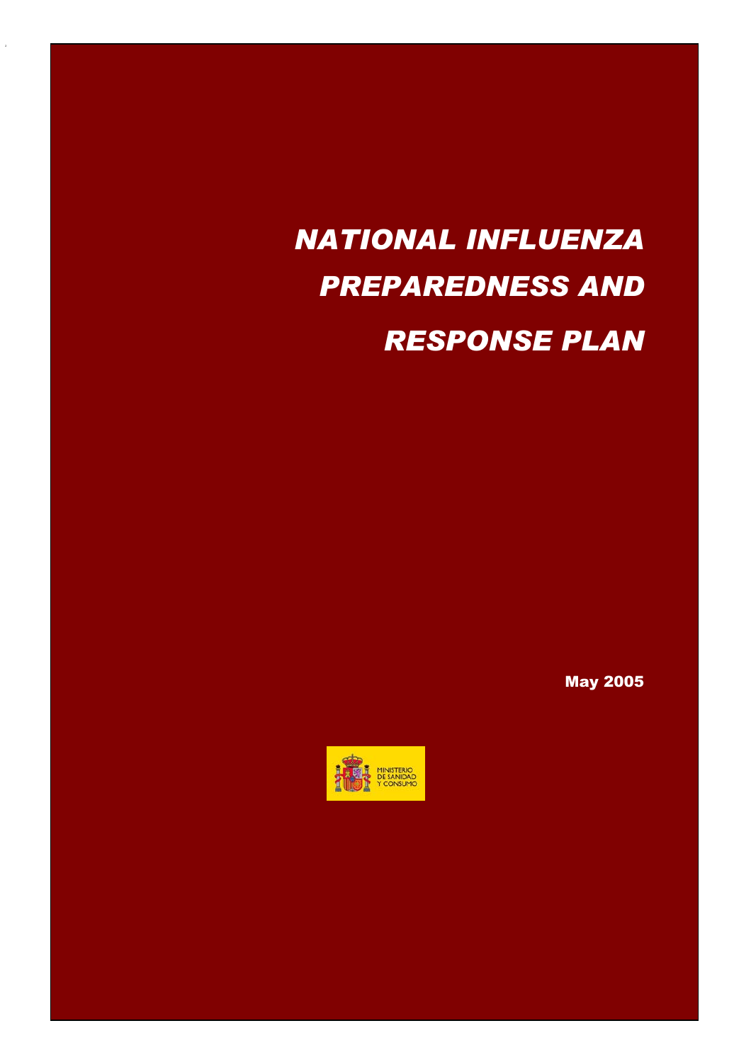# NATIONAL INFLUENZA PREPAREDNESS AND RESPONSE PLAN

**May 2005**

MINISTERIO DE SANIDAD Y CONSUMO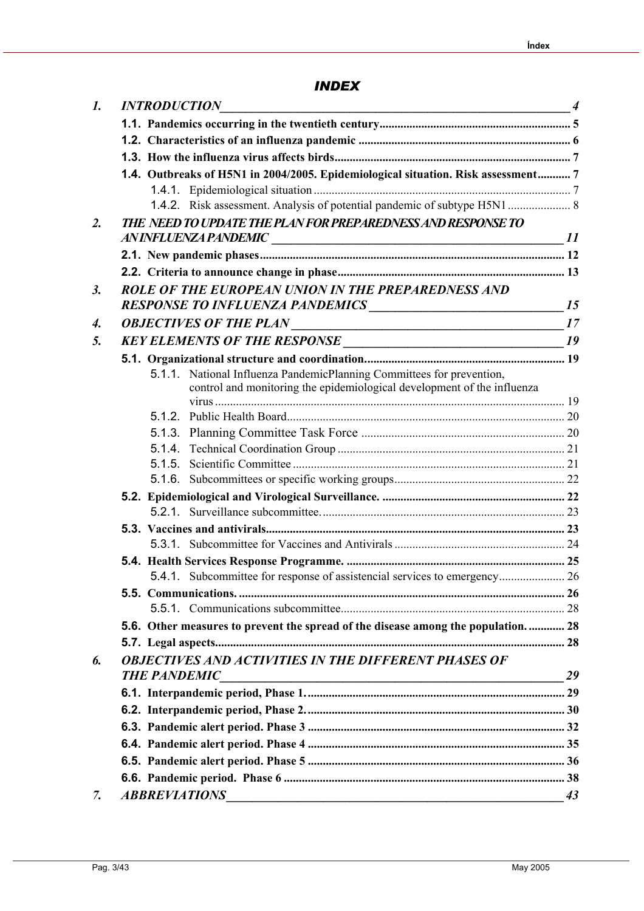# INDEX

1. ***INTRODUCTION*** — 4
   - **1.1. Pandemics occurring in the twentieth century** — 5
   - **1.2. Characteristics of an influenza pandemic** — 6
   - **1.3. How the influenza virus affects birds** — 7
   - **1.4. Outbreaks of H5N1 in 2004/2005. Epidemiological situation. Risk assessment** — 7
     - 1.4.1. Epidemiological situation — 7
     - 1.4.2. Risk assessment. Analysis of potential pandemic of subtype H5N1 — 8
2. ***THE NEED TO UPDATE THE PLAN FOR PREPAREDNESS AND RESPONSE TO AN INFLUENZA PANDEMIC*** — 11
   - **2.1. New pandemic phases** — 12
   - **2.2. Criteria to announce change in phase** — 13
3. ***ROLE OF THE EUROPEAN UNION IN THE PREPAREDNESS AND RESPONSE TO INFLUENZA PANDEMICS*** — 15
4. ***OBJECTIVES OF THE PLAN*** — 17
5. ***KEY ELEMENTS OF THE RESPONSE*** — 19
   - **5.1. Organizational structure and coordination** — 19
     - 5.1.1. National Influenza PandemicPlanning Committees for prevention, control and monitoring the epidemiological development of the influenza virus — 19
     - 5.1.2. Public Health Board — 20
     - 5.1.3. Planning Committee Task Force — 20
     - 5.1.4. Technical Coordination Group — 21
     - 5.1.5. Scientific Committee — 21
     - 5.1.6. Subcommittees or specific working groups — 22
   - **5.2. Epidemiological and Virological Surveillance.** — 22
     - 5.2.1. Surveillance subcommittee. — 23
   - **5.3. Vaccines and antivirals** — 23
     - 5.3.1. Subcommittee for Vaccines and Antivirals — 24
   - **5.4. Health Services Response Programme.** — 25
     - 5.4.1. Subcommittee for response of assistencial services to emergency — 26
   - **5.5. Communications.** — 26
     - 5.5.1. Communications subcommittee — 28
   - **5.6. Other measures to prevent the spread of the disease among the population.** — 28
   - **5.7. Legal aspects** — 28
6. ***OBJECTIVES AND ACTIVITIES IN THE DIFFERENT PHASES OF THE PANDEMIC*** — 29
   - **6.1. Interpandemic period, Phase 1.** — 29
   - **6.2. Interpandemic period, Phase 2.** — 30
   - **6.3. Pandemic alert period. Phase 3** — 32
   - **6.4. Pandemic alert period. Phase 4** — 35
   - **6.5. Pandemic alert period. Phase 5** — 36
   - **6.6. Pandemic period. Phase 6** — 38
7. ***ABBREVIATIONS*** — 43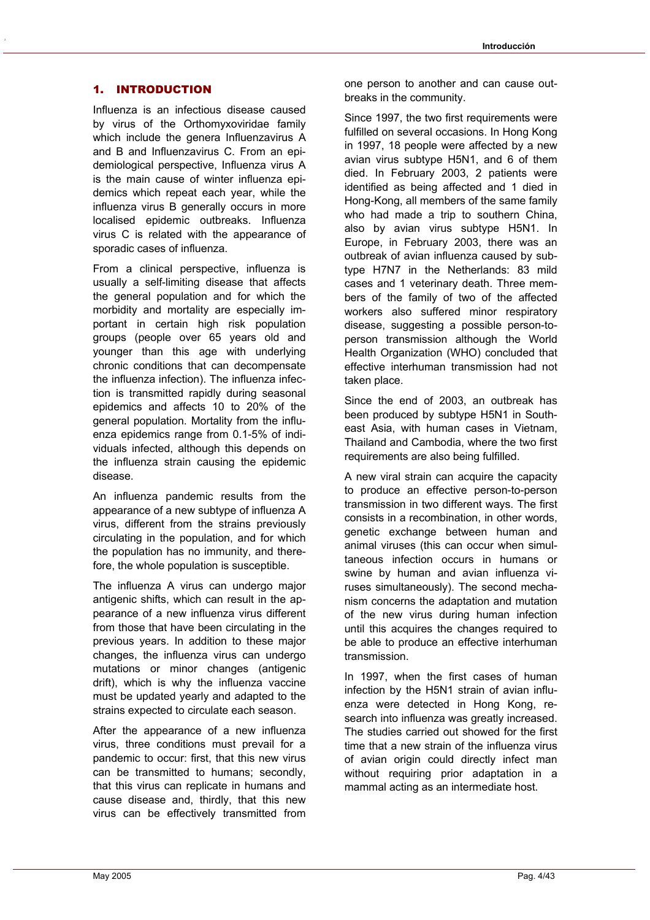## 1. INTRODUCTION

Influenza is an infectious disease caused by virus of the Orthomyxoviridae family which include the genera Influenzavirus A and B and Influenzavirus C. From an epidemiological perspective, Influenza virus A is the main cause of winter influenza epidemics which repeat each year, while the influenza virus B generally occurs in more localised epidemic outbreaks. Influenza virus C is related with the appearance of sporadic cases of influenza.

From a clinical perspective, influenza is usually a self-limiting disease that affects the general population and for which the morbidity and mortality are especially important in certain high risk population groups (people over 65 years old and younger than this age with underlying chronic conditions that can decompensate the influenza infection). The influenza infection is transmitted rapidly during seasonal epidemics and affects 10 to 20% of the general population. Mortality from the influenza epidemics range from 0.1-5% of individuals infected, although this depends on the influenza strain causing the epidemic disease.

An influenza pandemic results from the appearance of a new subtype of influenza A virus, different from the strains previously circulating in the population, and for which the population has no immunity, and therefore, the whole population is susceptible.

The influenza A virus can undergo major antigenic shifts, which can result in the appearance of a new influenza virus different from those that have been circulating in the previous years. In addition to these major changes, the influenza virus can undergo mutations or minor changes (antigenic drift), which is why the influenza vaccine must be updated yearly and adapted to the strains expected to circulate each season.

After the appearance of a new influenza virus, three conditions must prevail for a pandemic to occur: first, that this new virus can be transmitted to humans; secondly, that this virus can replicate in humans and cause disease and, thirdly, that this new virus can be effectively transmitted from one person to another and can cause outbreaks in the community.

Since 1997, the two first requirements were fulfilled on several occasions. In Hong Kong in 1997, 18 people were affected by a new avian virus subtype H5N1, and 6 of them died. In February 2003, 2 patients were identified as being affected and 1 died in Hong-Kong, all members of the same family who had made a trip to southern China, also by avian virus subtype H5N1. In Europe, in February 2003, there was an outbreak of avian influenza caused by subtype H7N7 in the Netherlands: 83 mild cases and 1 veterinary death. Three members of the family of two of the affected workers also suffered minor respiratory disease, suggesting a possible person-to-person transmission although the World Health Organization (WHO) concluded that effective interhuman transmission had not taken place.

Since the end of 2003, an outbreak has been produced by subtype H5N1 in Southeast Asia, with human cases in Vietnam, Thailand and Cambodia, where the two first requirements are also being fulfilled.

A new viral strain can acquire the capacity to produce an effective person-to-person transmission in two different ways. The first consists in a recombination, in other words, genetic exchange between human and animal viruses (this can occur when simultaneous infection occurs in humans or swine by human and avian influenza viruses simultaneously). The second mechanism concerns the adaptation and mutation of the new virus during human infection until this acquires the changes required to be able to produce an effective interhuman transmission.

In 1997, when the first cases of human infection by the H5N1 strain of avian influenza were detected in Hong Kong, research into influenza was greatly increased. The studies carried out showed for the first time that a new strain of the influenza virus of avian origin could directly infect man without requiring prior adaptation in a mammal acting as an intermediate host.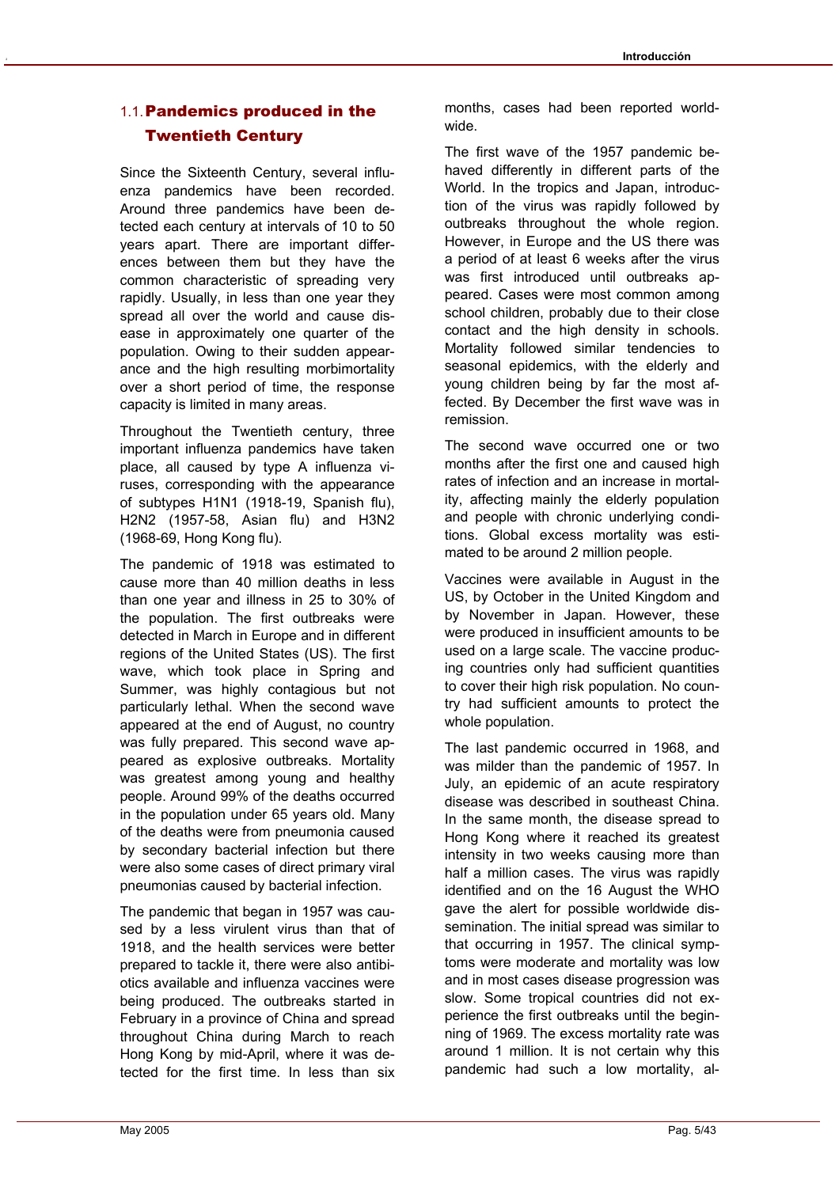## 1.1. Pandemics produced in the Twentieth Century

Since the Sixteenth Century, several influenza pandemics have been recorded. Around three pandemics have been detected each century at intervals of 10 to 50 years apart. There are important differences between them but they have the common characteristic of spreading very rapidly. Usually, in less than one year they spread all over the world and cause disease in approximately one quarter of the population. Owing to their sudden appearance and the high resulting morbimortality over a short period of time, the response capacity is limited in many areas.

Throughout the Twentieth century, three important influenza pandemics have taken place, all caused by type A influenza viruses, corresponding with the appearance of subtypes H1N1 (1918-19, Spanish flu), H2N2 (1957-58, Asian flu) and H3N2 (1968-69, Hong Kong flu).

The pandemic of 1918 was estimated to cause more than 40 million deaths in less than one year and illness in 25 to 30% of the population. The first outbreaks were detected in March in Europe and in different regions of the United States (US). The first wave, which took place in Spring and Summer, was highly contagious but not particularly lethal. When the second wave appeared at the end of August, no country was fully prepared. This second wave appeared as explosive outbreaks. Mortality was greatest among young and healthy people. Around 99% of the deaths occurred in the population under 65 years old. Many of the deaths were from pneumonia caused by secondary bacterial infection but there were also some cases of direct primary viral pneumonias caused by bacterial infection.

The pandemic that began in 1957 was caused by a less virulent virus than that of 1918, and the health services were better prepared to tackle it, there were also antibiotics available and influenza vaccines were being produced. The outbreaks started in February in a province of China and spread throughout China during March to reach Hong Kong by mid-April, where it was detected for the first time. In less than six months, cases had been reported worldwide.

The first wave of the 1957 pandemic behaved differently in different parts of the World. In the tropics and Japan, introduction of the virus was rapidly followed by outbreaks throughout the whole region. However, in Europe and the US there was a period of at least 6 weeks after the virus was first introduced until outbreaks appeared. Cases were most common among school children, probably due to their close contact and the high density in schools. Mortality followed similar tendencies to seasonal epidemics, with the elderly and young children being by far the most affected. By December the first wave was in remission.

The second wave occurred one or two months after the first one and caused high rates of infection and an increase in mortality, affecting mainly the elderly population and people with chronic underlying conditions. Global excess mortality was estimated to be around 2 million people.

Vaccines were available in August in the US, by October in the United Kingdom and by November in Japan. However, these were produced in insufficient amounts to be used on a large scale. The vaccine producing countries only had sufficient quantities to cover their high risk population. No country had sufficient amounts to protect the whole population.

The last pandemic occurred in 1968, and was milder than the pandemic of 1957. In July, an epidemic of an acute respiratory disease was described in southeast China. In the same month, the disease spread to Hong Kong where it reached its greatest intensity in two weeks causing more than half a million cases. The virus was rapidly identified and on the 16 August the WHO gave the alert for possible worldwide dissemination. The initial spread was similar to that occurring in 1957. The clinical symptoms were moderate and mortality was low and in most cases disease progression was slow. Some tropical countries did not experience the first outbreaks until the beginning of 1969. The excess mortality rate was around 1 million. It is not certain why this pandemic had such a low mortality, al-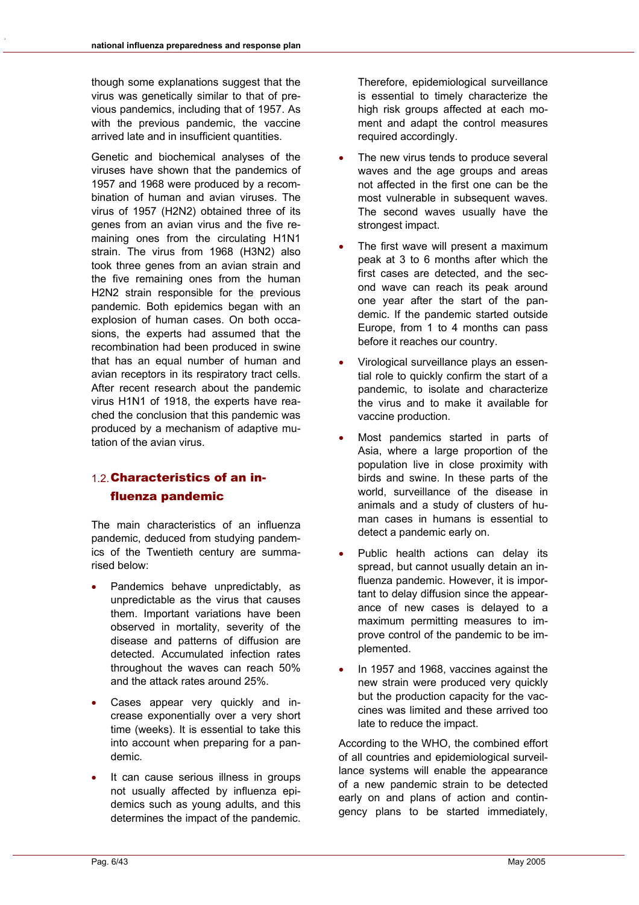though some explanations suggest that the virus was genetically similar to that of previous pandemics, including that of 1957. As with the previous pandemic, the vaccine arrived late and in insufficient quantities.

Genetic and biochemical analyses of the viruses have shown that the pandemics of 1957 and 1968 were produced by a recombination of human and avian viruses. The virus of 1957 (H2N2) obtained three of its genes from an avian virus and the five remaining ones from the circulating H1N1 strain. The virus from 1968 (H3N2) also took three genes from an avian strain and the five remaining ones from the human H2N2 strain responsible for the previous pandemic. Both epidemics began with an explosion of human cases. On both occasions, the experts had assumed that the recombination had been produced in swine that has an equal number of human and avian receptors in its respiratory tract cells. After recent research about the pandemic virus H1N1 of 1918, the experts have reached the conclusion that this pandemic was produced by a mechanism of adaptive mutation of the avian virus.

## 1.2. Characteristics of an influenza pandemic

The main characteristics of an influenza pandemic, deduced from studying pandemics of the Twentieth century are summarised below:

- Pandemics behave unpredictably, as unpredictable as the virus that causes them. Important variations have been observed in mortality, severity of the disease and patterns of diffusion are detected. Accumulated infection rates throughout the waves can reach 50% and the attack rates around 25%.
- Cases appear very quickly and increase exponentially over a very short time (weeks). It is essential to take this into account when preparing for a pandemic.
- It can cause serious illness in groups not usually affected by influenza epidemics such as young adults, and this determines the impact of the pandemic. Therefore, epidemiological surveillance is essential to timely characterize the high risk groups affected at each moment and adapt the control measures required accordingly.
- The new virus tends to produce several waves and the age groups and areas not affected in the first one can be the most vulnerable in subsequent waves. The second waves usually have the strongest impact.
- The first wave will present a maximum peak at 3 to 6 months after which the first cases are detected, and the second wave can reach its peak around one year after the start of the pandemic. If the pandemic started outside Europe, from 1 to 4 months can pass before it reaches our country.
- Virological surveillance plays an essential role to quickly confirm the start of a pandemic, to isolate and characterize the virus and to make it available for vaccine production.
- Most pandemics started in parts of Asia, where a large proportion of the population live in close proximity with birds and swine. In these parts of the world, surveillance of the disease in animals and a study of clusters of human cases in humans is essential to detect a pandemic early on.
- Public health actions can delay its spread, but cannot usually detain an influenza pandemic. However, it is important to delay diffusion since the appearance of new cases is delayed to a maximum permitting measures to improve control of the pandemic to be implemented.
- In 1957 and 1968, vaccines against the new strain were produced very quickly but the production capacity for the vaccines was limited and these arrived too late to reduce the impact.

According to the WHO, the combined effort of all countries and epidemiological surveillance systems will enable the appearance of a new pandemic strain to be detected early on and plans of action and contingency plans to be started immediately,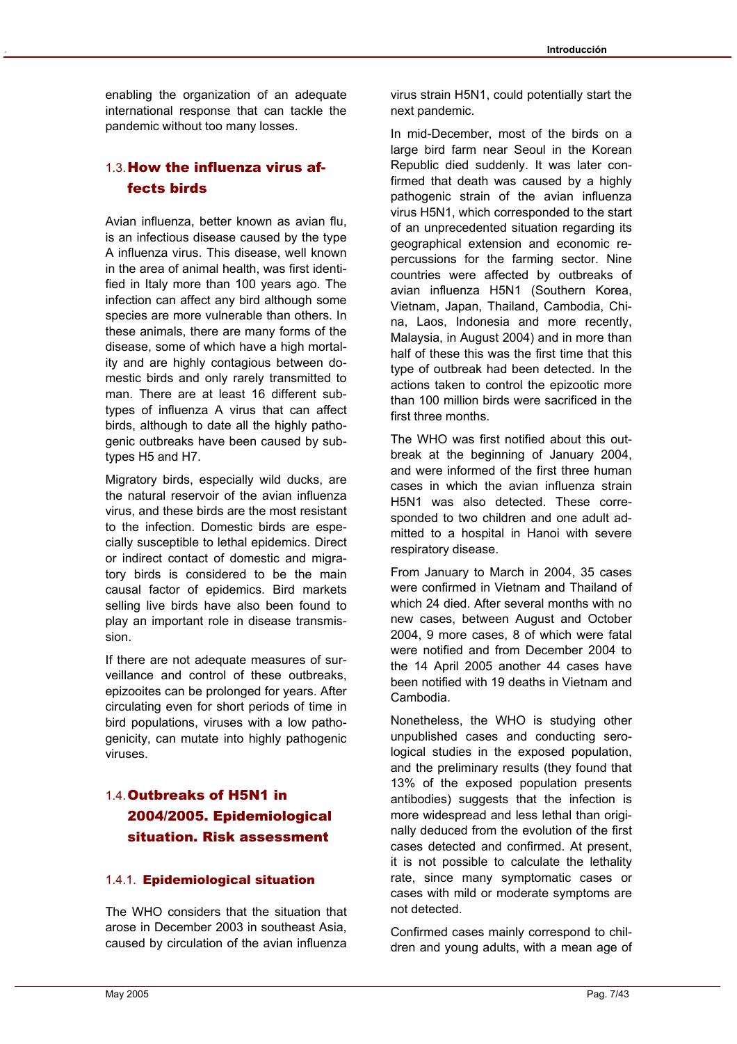enabling the organization of an adequate international response that can tackle the pandemic without too many losses.

## 1.3. How the influenza virus affects birds

Avian influenza, better known as avian flu, is an infectious disease caused by the type A influenza virus. This disease, well known in the area of animal health, was first identified in Italy more than 100 years ago. The infection can affect any bird although some species are more vulnerable than others. In these animals, there are many forms of the disease, some of which have a high mortality and are highly contagious between domestic birds and only rarely transmitted to man. There are at least 16 different subtypes of influenza A virus that can affect birds, although to date all the highly pathogenic outbreaks have been caused by subtypes H5 and H7.

Migratory birds, especially wild ducks, are the natural reservoir of the avian influenza virus, and these birds are the most resistant to the infection. Domestic birds are especially susceptible to lethal epidemics. Direct or indirect contact of domestic and migratory birds is considered to be the main causal factor of epidemics. Bird markets selling live birds have also been found to play an important role in disease transmission.

If there are not adequate measures of surveillance and control of these outbreaks, epizooites can be prolonged for years. After circulating even for short periods of time in bird populations, viruses with a low pathogenicity, can mutate into highly pathogenic viruses.

## 1.4. Outbreaks of H5N1 in 2004/2005. Epidemiological situation. Risk assessment

### 1.4.1. Epidemiological situation

The WHO considers that the situation that arose in December 2003 in southeast Asia, caused by circulation of the avian influenza virus strain H5N1, could potentially start the next pandemic.

In mid-December, most of the birds on a large bird farm near Seoul in the Korean Republic died suddenly. It was later confirmed that death was caused by a highly pathogenic strain of the avian influenza virus H5N1, which corresponded to the start of an unprecedented situation regarding its geographical extension and economic repercussions for the farming sector. Nine countries were affected by outbreaks of avian influenza H5N1 (Southern Korea, Vietnam, Japan, Thailand, Cambodia, China, Laos, Indonesia and more recently, Malaysia, in August 2004) and in more than half of these this was the first time that this type of outbreak had been detected. In the actions taken to control the epizootic more than 100 million birds were sacrificed in the first three months.

The WHO was first notified about this outbreak at the beginning of January 2004, and were informed of the first three human cases in which the avian influenza strain H5N1 was also detected. These corresponded to two children and one adult admitted to a hospital in Hanoi with severe respiratory disease.

From January to March in 2004, 35 cases were confirmed in Vietnam and Thailand of which 24 died. After several months with no new cases, between August and October 2004, 9 more cases, 8 of which were fatal were notified and from December 2004 to the 14 April 2005 another 44 cases have been notified with 19 deaths in Vietnam and Cambodia.

Nonetheless, the WHO is studying other unpublished cases and conducting serological studies in the exposed population, and the preliminary results (they found that 13% of the exposed population presents antibodies) suggests that the infection is more widespread and less lethal than originally deduced from the evolution of the first cases detected and confirmed. At present, it is not possible to calculate the lethality rate, since many symptomatic cases or cases with mild or moderate symptoms are not detected.

Confirmed cases mainly correspond to children and young adults, with a mean age of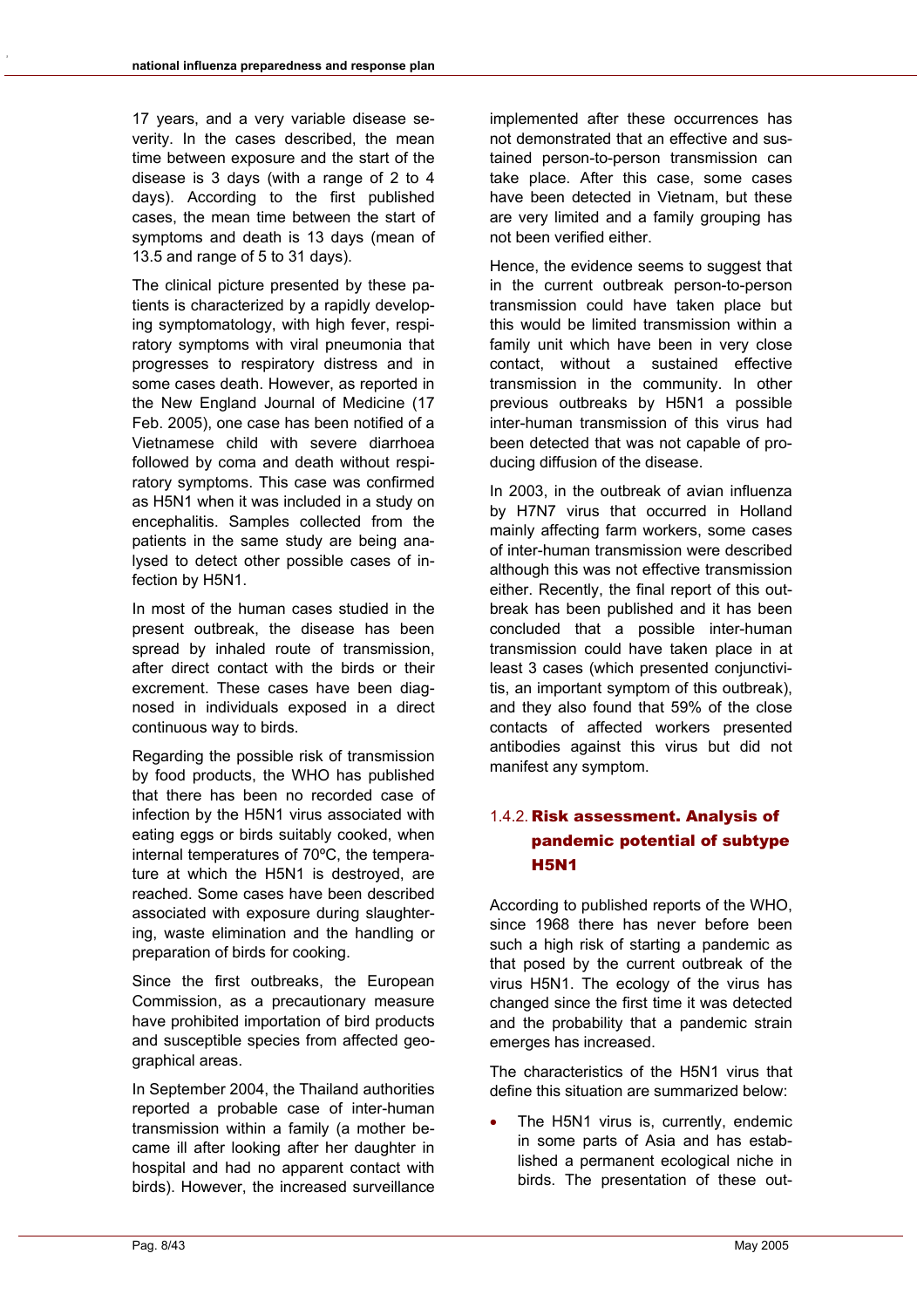17 years, and a very variable disease severity. In the cases described, the mean time between exposure and the start of the disease is 3 days (with a range of 2 to 4 days). According to the first published cases, the mean time between the start of symptoms and death is 13 days (mean of 13.5 and range of 5 to 31 days).

The clinical picture presented by these patients is characterized by a rapidly developing symptomatology, with high fever, respiratory symptoms with viral pneumonia that progresses to respiratory distress and in some cases death. However, as reported in the New England Journal of Medicine (17 Feb. 2005), one case has been notified of a Vietnamese child with severe diarrhoea followed by coma and death without respiratory symptoms. This case was confirmed as H5N1 when it was included in a study on encephalitis. Samples collected from the patients in the same study are being analysed to detect other possible cases of infection by H5N1.

In most of the human cases studied in the present outbreak, the disease has been spread by inhaled route of transmission, after direct contact with the birds or their excrement. These cases have been diagnosed in individuals exposed in a direct continuous way to birds.

Regarding the possible risk of transmission by food products, the WHO has published that there has been no recorded case of infection by the H5N1 virus associated with eating eggs or birds suitably cooked, when internal temperatures of 70ºC, the temperature at which the H5N1 is destroyed, are reached. Some cases have been described associated with exposure during slaughtering, waste elimination and the handling or preparation of birds for cooking.

Since the first outbreaks, the European Commission, as a precautionary measure have prohibited importation of bird products and susceptible species from affected geographical areas.

In September 2004, the Thailand authorities reported a probable case of inter-human transmission within a family (a mother became ill after looking after her daughter in hospital and had no apparent contact with birds). However, the increased surveillance implemented after these occurrences has not demonstrated that an effective and sustained person-to-person transmission can take place. After this case, some cases have been detected in Vietnam, but these are very limited and a family grouping has not been verified either.

Hence, the evidence seems to suggest that in the current outbreak person-to-person transmission could have taken place but this would be limited transmission within a family unit which have been in very close contact, without a sustained effective transmission in the community. In other previous outbreaks by H5N1 a possible inter-human transmission of this virus had been detected that was not capable of producing diffusion of the disease.

In 2003, in the outbreak of avian influenza by H7N7 virus that occurred in Holland mainly affecting farm workers, some cases of inter-human transmission were described although this was not effective transmission either. Recently, the final report of this outbreak has been published and it has been concluded that a possible inter-human transmission could have taken place in at least 3 cases (which presented conjunctivitis, an important symptom of this outbreak), and they also found that 59% of the close contacts of affected workers presented antibodies against this virus but did not manifest any symptom.

### 1.4.2. Risk assessment. Analysis of pandemic potential of subtype H5N1

According to published reports of the WHO, since 1968 there has never before been such a high risk of starting a pandemic as that posed by the current outbreak of the virus H5N1. The ecology of the virus has changed since the first time it was detected and the probability that a pandemic strain emerges has increased.

The characteristics of the H5N1 virus that define this situation are summarized below:

- The H5N1 virus is, currently, endemic in some parts of Asia and has established a permanent ecological niche in birds. The presentation of these out-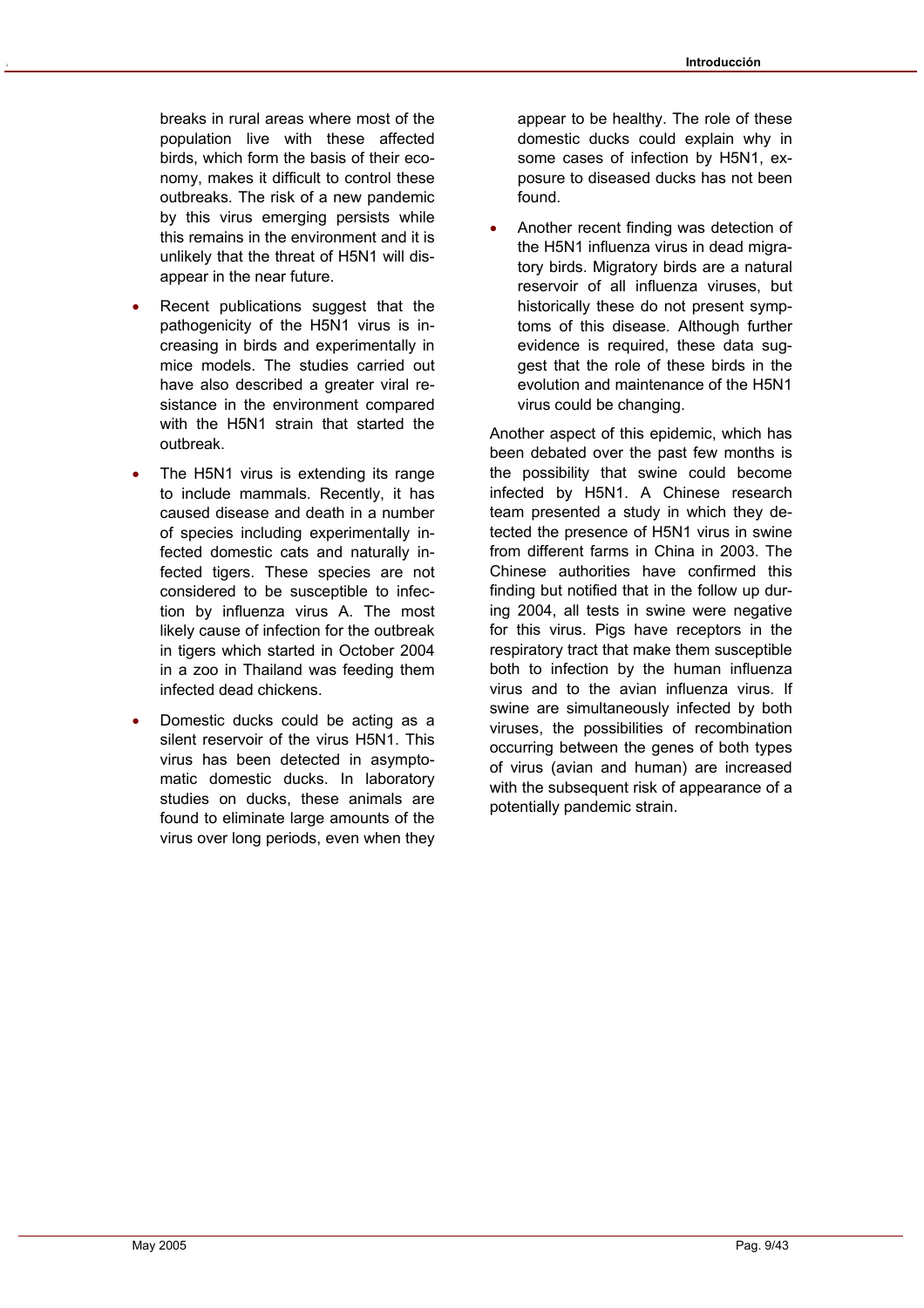breaks in rural areas where most of the population live with these affected birds, which form the basis of their economy, makes it difficult to control these outbreaks. The risk of a new pandemic by this virus emerging persists while this remains in the environment and it is unlikely that the threat of H5N1 will disappear in the near future.

- Recent publications suggest that the pathogenicity of the H5N1 virus is increasing in birds and experimentally in mice models. The studies carried out have also described a greater viral resistance in the environment compared with the H5N1 strain that started the outbreak.

- The H5N1 virus is extending its range to include mammals. Recently, it has caused disease and death in a number of species including experimentally infected domestic cats and naturally infected tigers. These species are not considered to be susceptible to infection by influenza virus A. The most likely cause of infection for the outbreak in tigers which started in October 2004 in a zoo in Thailand was feeding them infected dead chickens.

- Domestic ducks could be acting as a silent reservoir of the virus H5N1. This virus has been detected in asymptomatic domestic ducks. In laboratory studies on ducks, these animals are found to eliminate large amounts of the virus over long periods, even when they appear to be healthy. The role of these domestic ducks could explain why in some cases of infection by H5N1, exposure to diseased ducks has not been found.

- Another recent finding was detection of the H5N1 influenza virus in dead migratory birds. Migratory birds are a natural reservoir of all influenza viruses, but historically these do not present symptoms of this disease. Although further evidence is required, these data suggest that the role of these birds in the evolution and maintenance of the H5N1 virus could be changing.

Another aspect of this epidemic, which has been debated over the past few months is the possibility that swine could become infected by H5N1. A Chinese research team presented a study in which they detected the presence of H5N1 virus in swine from different farms in China in 2003. The Chinese authorities have confirmed this finding but notified that in the follow up during 2004, all tests in swine were negative for this virus. Pigs have receptors in the respiratory tract that make them susceptible both to infection by the human influenza virus and to the avian influenza virus. If swine are simultaneously infected by both viruses, the possibilities of recombination occurring between the genes of both types of virus (avian and human) are increased with the subsequent risk of appearance of a potentially pandemic strain.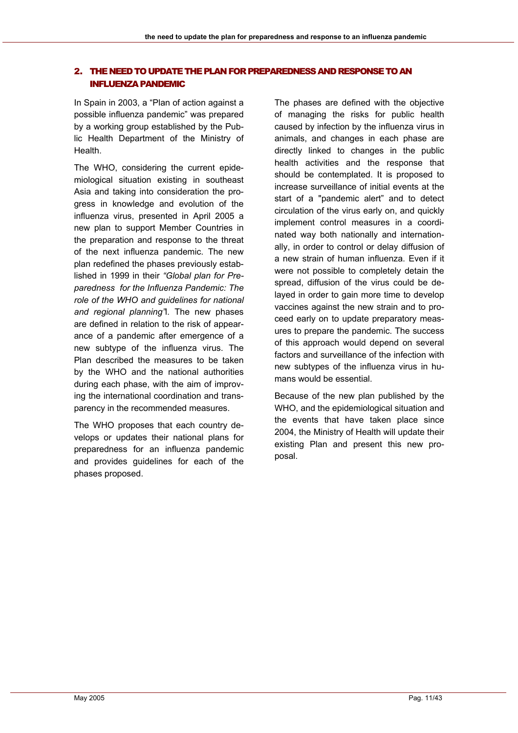## 2. THE NEED TO UPDATE THE PLAN FOR PREPAREDNESS AND RESPONSE TO AN INFLUENZA PANDEMIC

In Spain in 2003, a "Plan of action against a possible influenza pandemic" was prepared by a working group established by the Public Health Department of the Ministry of Health.

The WHO, considering the current epidemiological situation existing in southeast Asia and taking into consideration the progress in knowledge and evolution of the influenza virus, presented in April 2005 a new plan to support Member Countries in the preparation and response to the threat of the next influenza pandemic. The new plan redefined the phases previously established in 1999 in their *"Global plan for Preparedness for the Influenza Pandemic: The role of the WHO and guidelines for national and regional planning"*1. The new phases are defined in relation to the risk of appearance of a pandemic after emergence of a new subtype of the influenza virus. The Plan described the measures to be taken by the WHO and the national authorities during each phase, with the aim of improving the international coordination and transparency in the recommended measures.

The WHO proposes that each country develops or updates their national plans for preparedness for an influenza pandemic and provides guidelines for each of the phases proposed.

The phases are defined with the objective of managing the risks for public health caused by infection by the influenza virus in animals, and changes in each phase are directly linked to changes in the public health activities and the response that should be contemplated. It is proposed to increase surveillance of initial events at the start of a "pandemic alert" and to detect circulation of the virus early on, and quickly implement control measures in a coordinated way both nationally and internationally, in order to control or delay diffusion of a new strain of human influenza. Even if it were not possible to completely detain the spread, diffusion of the virus could be delayed in order to gain more time to develop vaccines against the new strain and to proceed early on to update preparatory measures to prepare the pandemic. The success of this approach would depend on several factors and surveillance of the infection with new subtypes of the influenza virus in humans would be essential.

Because of the new plan published by the WHO, and the epidemiological situation and the events that have taken place since 2004, the Ministry of Health will update their existing Plan and present this new proposal.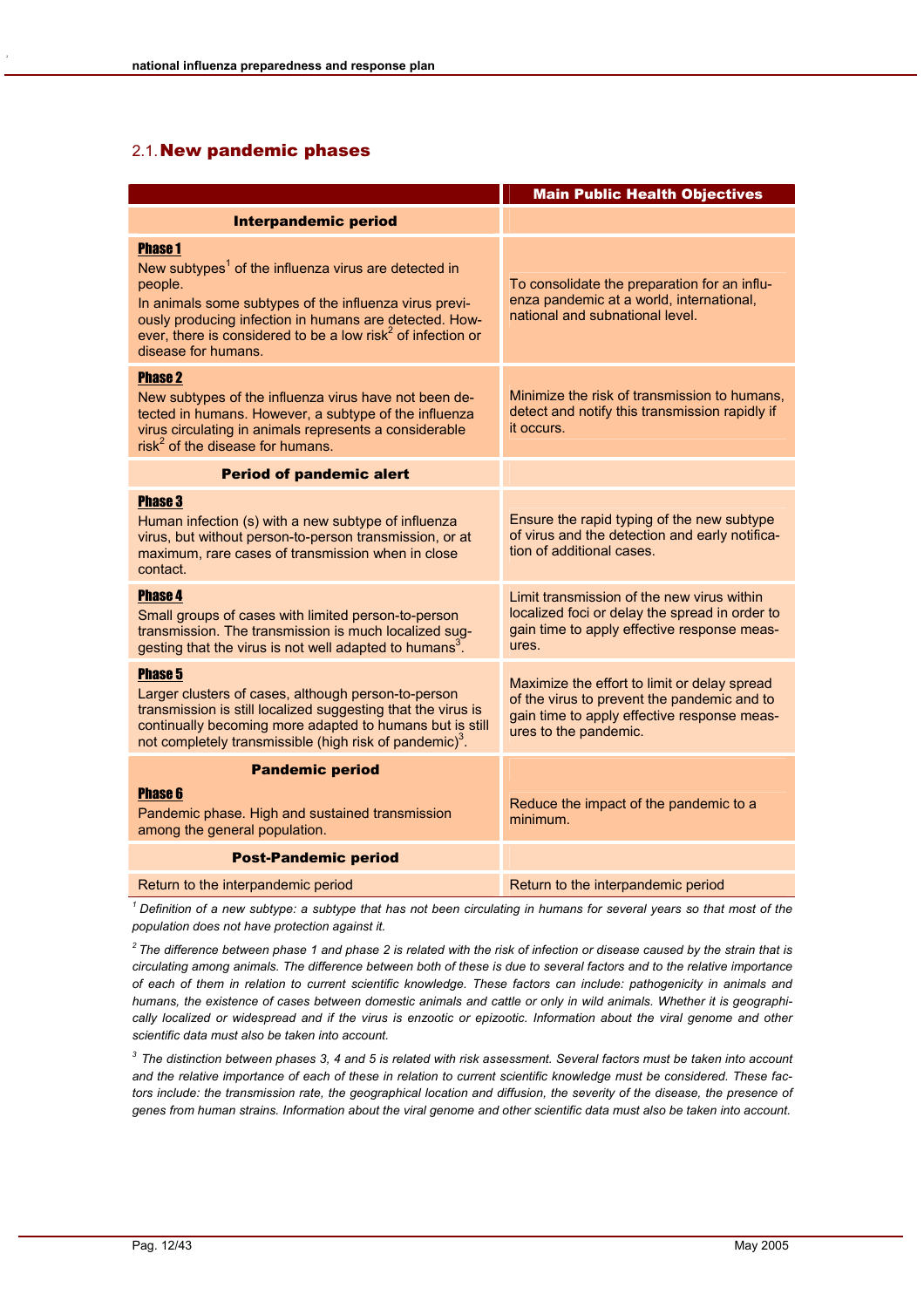## 2.1. New pandemic phases

| | Main Public Health Objectives |
|---|---|
| **Interpandemic period** | |
| **Phase 1**<br>New subtypes[1] of the influenza virus are detected in people.<br>In animals some subtypes of the influenza virus previously producing infection in humans are detected. However, there is considered to be a low risk[2] of infection or disease for humans. | To consolidate the preparation for an influenza pandemic at a world, international, national and subnational level. |
| **Phase 2**<br>New subtypes of the influenza virus have not been detected in humans. However, a subtype of the influenza virus circulating in animals represents a considerable risk[2] of the disease for humans. | Minimize the risk of transmission to humans, detect and notify this transmission rapidly if it occurs. |
| **Period of pandemic alert** | |
| **Phase 3**<br>Human infection (s) with a new subtype of influenza virus, but without person-to-person transmission, or at maximum, rare cases of transmission when in close contact. | Ensure the rapid typing of the new subtype of virus and the detection and early notification of additional cases. |
| **Phase 4**<br>Small groups of cases with limited person-to-person transmission. The transmission is much localized suggesting that the virus is not well adapted to humans[3]. | Limit transmission of the new virus within localized foci or delay the spread in order to gain time to apply effective response measures. |
| **Phase 5**<br>Larger clusters of cases, although person-to-person transmission is still localized suggesting that the virus is continually becoming more adapted to humans but is still not completely transmissible (high risk of pandemic)[3]. | Maximize the effort to limit or delay spread of the virus to prevent the pandemic and to gain time to apply effective response measures to the pandemic. |
| **Pandemic period**<br>**Phase 6**<br>Pandemic phase. High and sustained transmission among the general population. | Reduce the impact of the pandemic to a minimum. |
| **Post-Pandemic period** | |
| Return to the interpandemic period | Return to the interpandemic period |

*[1] Definition of a new subtype: a subtype that has not been circulating in humans for several years so that most of the population does not have protection against it.*

*[2] The difference between phase 1 and phase 2 is related with the risk of infection or disease caused by the strain that is circulating among animals. The difference between both of these is due to several factors and to the relative importance of each of them in relation to current scientific knowledge. These factors can include: pathogenicity in animals and humans, the existence of cases between domestic animals and cattle or only in wild animals. Whether it is geographically localized or widespread and if the virus is enzootic or epizootic. Information about the viral genome and other scientific data must also be taken into account.*

*[3] The distinction between phases 3, 4 and 5 is related with risk assessment. Several factors must be taken into account and the relative importance of each of these in relation to current scientific knowledge must be considered. These factors include: the transmission rate, the geographical location and diffusion, the severity of the disease, the presence of genes from human strains. Information about the viral genome and other scientific data must also be taken into account.*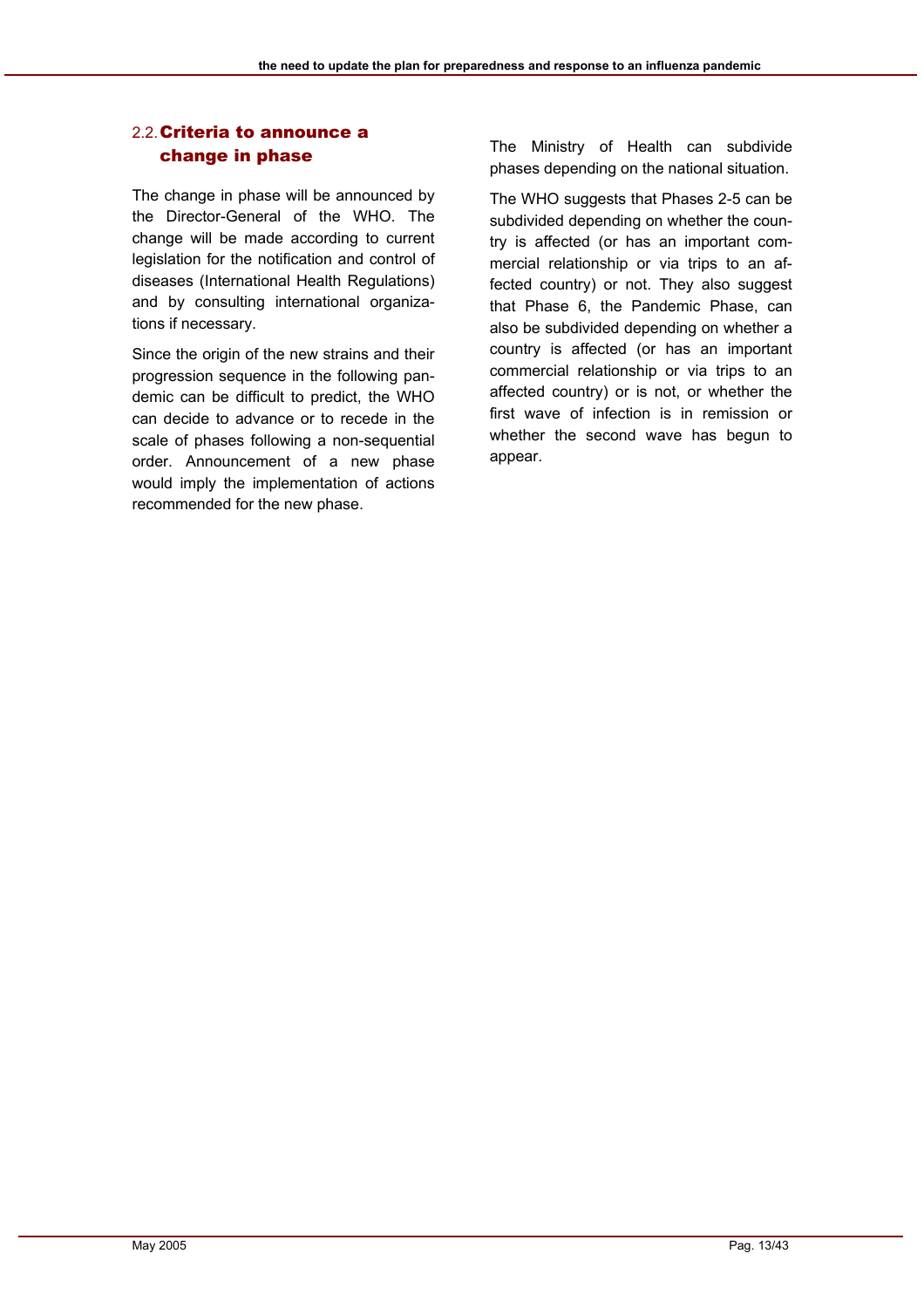## 2.2. Criteria to announce a change in phase

The change in phase will be announced by the Director-General of the WHO. The change will be made according to current legislation for the notification and control of diseases (International Health Regulations) and by consulting international organizations if necessary.

Since the origin of the new strains and their progression sequence in the following pandemic can be difficult to predict, the WHO can decide to advance or to recede in the scale of phases following a non-sequential order. Announcement of a new phase would imply the implementation of actions recommended for the new phase.

The Ministry of Health can subdivide phases depending on the national situation.

The WHO suggests that Phases 2-5 can be subdivided depending on whether the country is affected (or has an important commercial relationship or via trips to an affected country) or not. They also suggest that Phase 6, the Pandemic Phase, can also be subdivided depending on whether a country is affected (or has an important commercial relationship or via trips to an affected country) or is not, or whether the first wave of infection is in remission or whether the second wave has begun to appear.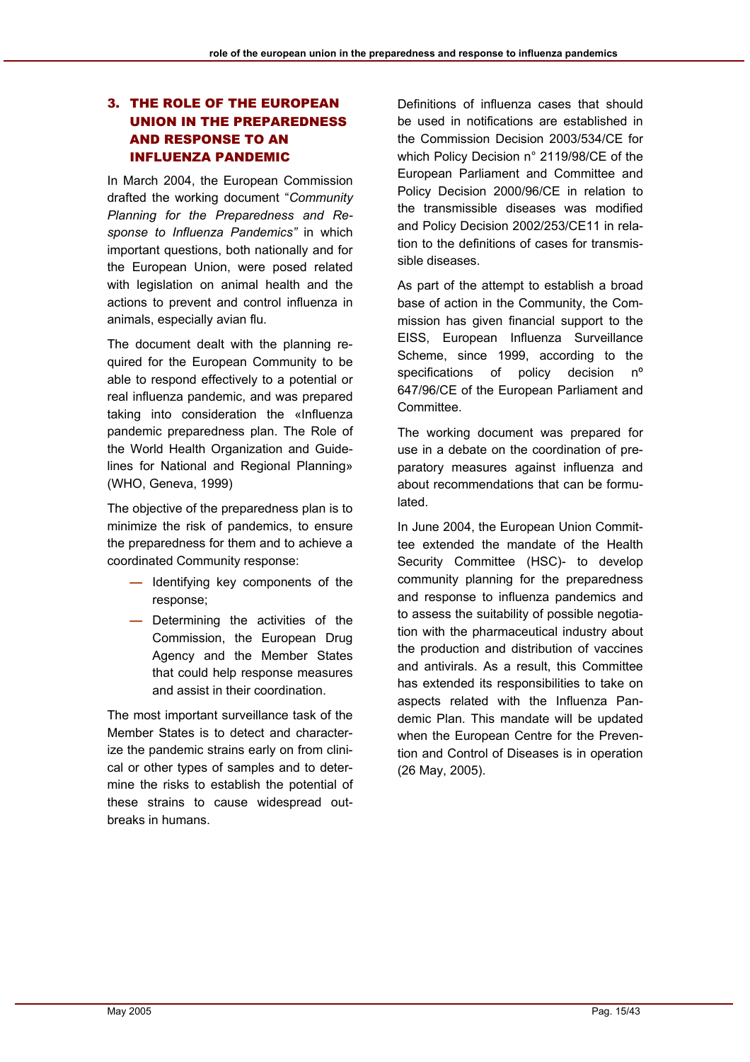## 3. THE ROLE OF THE EUROPEAN UNION IN THE PREPAREDNESS AND RESPONSE TO AN INFLUENZA PANDEMIC

In March 2004, the European Commission drafted the working document "*Community Planning for the Preparedness and Response to Influenza Pandemics"* in which important questions, both nationally and for the European Union, were posed related with legislation on animal health and the actions to prevent and control influenza in animals, especially avian flu.

The document dealt with the planning required for the European Community to be able to respond effectively to a potential or real influenza pandemic, and was prepared taking into consideration the «Influenza pandemic preparedness plan. The Role of the World Health Organization and Guidelines for National and Regional Planning» (WHO, Geneva, 1999)

The objective of the preparedness plan is to minimize the risk of pandemics, to ensure the preparedness for them and to achieve a coordinated Community response:

- Identifying key components of the response;
- Determining the activities of the Commission, the European Drug Agency and the Member States that could help response measures and assist in their coordination.

The most important surveillance task of the Member States is to detect and characterize the pandemic strains early on from clinical or other types of samples and to determine the risks to establish the potential of these strains to cause widespread outbreaks in humans.

Definitions of influenza cases that should be used in notifications are established in the Commission Decision 2003/534/CE for which Policy Decision n° 2119/98/CE of the European Parliament and Committee and Policy Decision 2000/96/CE in relation to the transmissible diseases was modified and Policy Decision 2002/253/CE11 in relation to the definitions of cases for transmissible diseases.

As part of the attempt to establish a broad base of action in the Community, the Commission has given financial support to the EISS, European Influenza Surveillance Scheme, since 1999, according to the specifications of policy decision nº 647/96/CE of the European Parliament and Committee.

The working document was prepared for use in a debate on the coordination of preparatory measures against influenza and about recommendations that can be formulated.

In June 2004, the European Union Committee extended the mandate of the Health Security Committee (HSC)- to develop community planning for the preparedness and response to influenza pandemics and to assess the suitability of possible negotiation with the pharmaceutical industry about the production and distribution of vaccines and antivirals. As a result, this Committee has extended its responsibilities to take on aspects related with the Influenza Pandemic Plan. This mandate will be updated when the European Centre for the Prevention and Control of Diseases is in operation (26 May, 2005).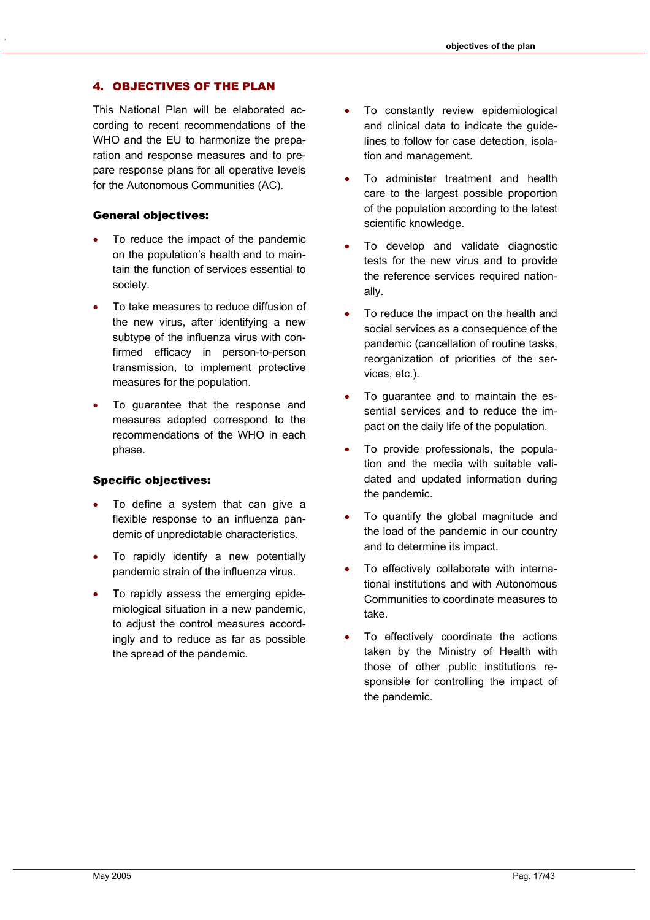## 4. OBJECTIVES OF THE PLAN

This National Plan will be elaborated according to recent recommendations of the WHO and the EU to harmonize the preparation and response measures and to prepare response plans for all operative levels for the Autonomous Communities (AC).

**General objectives:**

- To reduce the impact of the pandemic on the population's health and to maintain the function of services essential to society.
- To take measures to reduce diffusion of the new virus, after identifying a new subtype of the influenza virus with confirmed efficacy in person-to-person transmission, to implement protective measures for the population.
- To guarantee that the response and measures adopted correspond to the recommendations of the WHO in each phase.

**Specific objectives:**

- To define a system that can give a flexible response to an influenza pandemic of unpredictable characteristics.
- To rapidly identify a new potentially pandemic strain of the influenza virus.
- To rapidly assess the emerging epidemiological situation in a new pandemic, to adjust the control measures accordingly and to reduce as far as possible the spread of the pandemic.
- To constantly review epidemiological and clinical data to indicate the guidelines to follow for case detection, isolation and management.
- To administer treatment and health care to the largest possible proportion of the population according to the latest scientific knowledge.
- To develop and validate diagnostic tests for the new virus and to provide the reference services required nationally.
- To reduce the impact on the health and social services as a consequence of the pandemic (cancellation of routine tasks, reorganization of priorities of the services, etc.).
- To guarantee and to maintain the essential services and to reduce the impact on the daily life of the population.
- To provide professionals, the population and the media with suitable validated and updated information during the pandemic.
- To quantify the global magnitude and the load of the pandemic in our country and to determine its impact.
- To effectively collaborate with international institutions and with Autonomous Communities to coordinate measures to take.
- To effectively coordinate the actions taken by the Ministry of Health with those of other public institutions responsible for controlling the impact of the pandemic.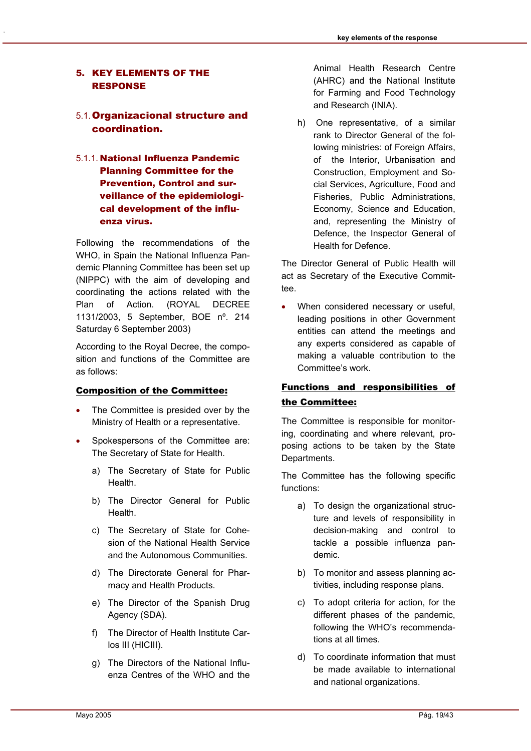# 5. KEY ELEMENTS OF THE RESPONSE

## 5.1. Organizacional structure and coordination.

### 5.1.1. National Influenza Pandemic Planning Committee for the Prevention, Control and surveillance of the epidemiological development of the influenza virus.

Following the recommendations of the WHO, in Spain the National Influenza Pandemic Planning Committee has been set up (NIPPC) with the aim of developing and coordinating the actions related with the Plan of Action. (ROYAL DECREE 1131/2003, 5 September, BOE nº. 214 Saturday 6 September 2003)

According to the Royal Decree, the composition and functions of the Committee are as follows:

**Composition of the Committee:**

- The Committee is presided over by the Ministry of Health or a representative.
- Spokespersons of the Committee are: The Secretary of State for Health.
  - a) The Secretary of State for Public Health.
  - b) The Director General for Public Health.
  - c) The Secretary of State for Cohesion of the National Health Service and the Autonomous Communities.
  - d) The Directorate General for Pharmacy and Health Products.
  - e) The Director of the Spanish Drug Agency (SDA).
  - f) The Director of Health Institute Carlos III (HICIII).
  - g) The Directors of the National Influenza Centres of the WHO and the Animal Health Research Centre (AHRC) and the National Institute for Farming and Food Technology and Research (INIA).
  - h) One representative, of a similar rank to Director General of the following ministries: of Foreign Affairs, of the Interior, Urbanisation and Construction, Employment and Social Services, Agriculture, Food and Fisheries, Public Administrations, Economy, Science and Education, and, representing the Ministry of Defence, the Inspector General of Health for Defence.

The Director General of Public Health will act as Secretary of the Executive Committee.

- When considered necessary or useful, leading positions in other Government entities can attend the meetings and any experts considered as capable of making a valuable contribution to the Committee's work.

**Functions and responsibilities of the Committee:**

The Committee is responsible for monitoring, coordinating and where relevant, proposing actions to be taken by the State Departments.

The Committee has the following specific functions:

- a) To design the organizational structure and levels of responsibility in decision-making and control to tackle a possible influenza pandemic.
- b) To monitor and assess planning activities, including response plans.
- c) To adopt criteria for action, for the different phases of the pandemic, following the WHO's recommendations at all times.
- d) To coordinate information that must be made available to international and national organizations.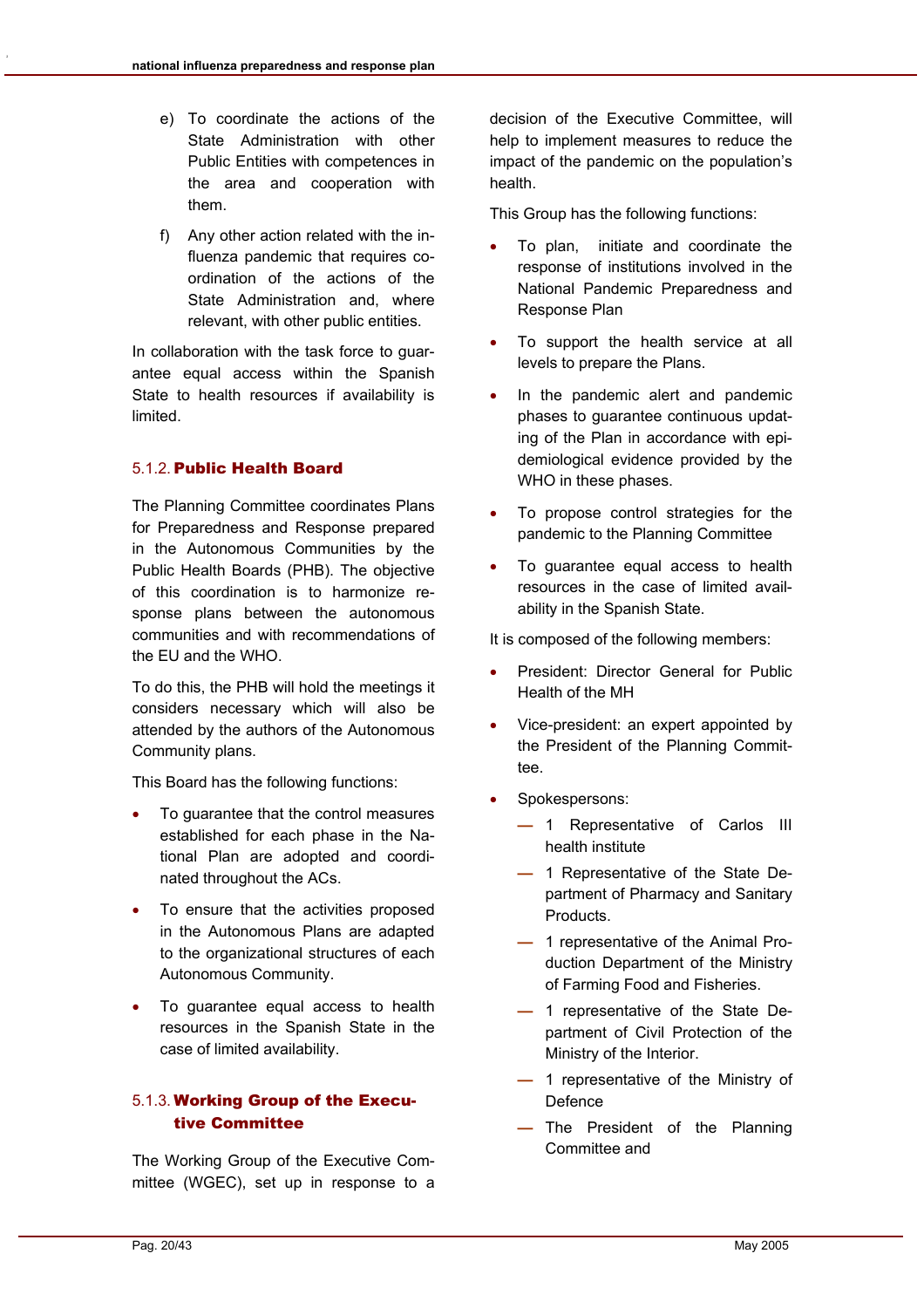e) To coordinate the actions of the State Administration with other Public Entities with competences in the area and cooperation with them.

f) Any other action related with the influenza pandemic that requires coordination of the actions of the State Administration and, where relevant, with other public entities.

In collaboration with the task force to guarantee equal access within the Spanish State to health resources if availability is limited.

### 5.1.2. Public Health Board

The Planning Committee coordinates Plans for Preparedness and Response prepared in the Autonomous Communities by the Public Health Boards (PHB). The objective of this coordination is to harmonize response plans between the autonomous communities and with recommendations of the EU and the WHO.

To do this, the PHB will hold the meetings it considers necessary which will also be attended by the authors of the Autonomous Community plans.

This Board has the following functions:

- To guarantee that the control measures established for each phase in the National Plan are adopted and coordinated throughout the ACs.
- To ensure that the activities proposed in the Autonomous Plans are adapted to the organizational structures of each Autonomous Community.
- To guarantee equal access to health resources in the Spanish State in the case of limited availability.

### 5.1.3. Working Group of the Executive Committee

The Working Group of the Executive Committee (WGEC), set up in response to a decision of the Executive Committee, will help to implement measures to reduce the impact of the pandemic on the population's health.

This Group has the following functions:

- To plan, initiate and coordinate the response of institutions involved in the National Pandemic Preparedness and Response Plan
- To support the health service at all levels to prepare the Plans.
- In the pandemic alert and pandemic phases to guarantee continuous updating of the Plan in accordance with epidemiological evidence provided by the WHO in these phases.
- To propose control strategies for the pandemic to the Planning Committee
- To guarantee equal access to health resources in the case of limited availability in the Spanish State.

It is composed of the following members:

- President: Director General for Public Health of the MH
- Vice-president: an expert appointed by the President of the Planning Committee.
- Spokespersons:
  - 1 Representative of Carlos III health institute
  - 1 Representative of the State Department of Pharmacy and Sanitary Products.
  - 1 representative of the Animal Production Department of the Ministry of Farming Food and Fisheries.
  - 1 representative of the State Department of Civil Protection of the Ministry of the Interior.
  - 1 representative of the Ministry of Defence
  - The President of the Planning Committee and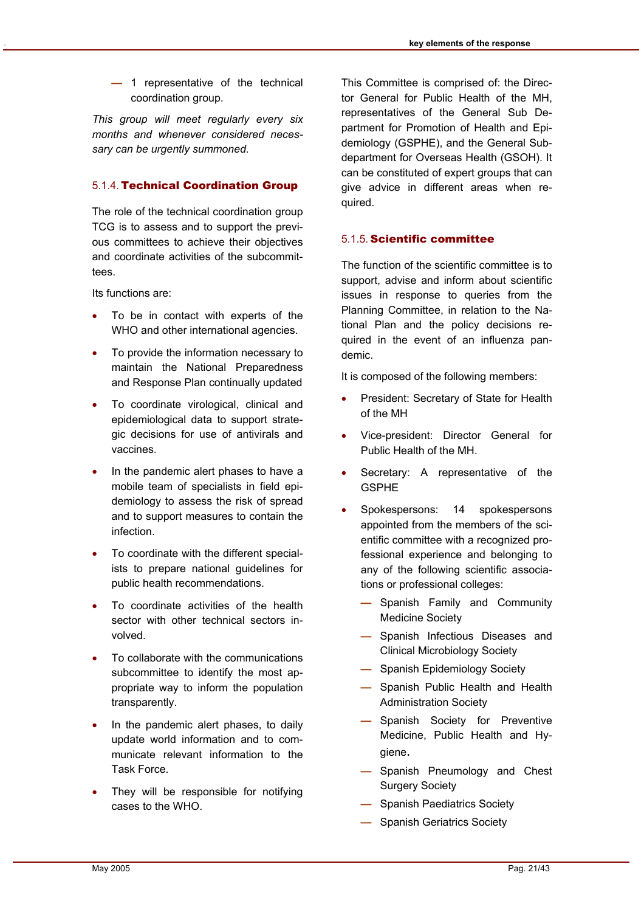- 1 representative of the technical coordination group.

*This group will meet regularly every six months and whenever considered necessary can be urgently summoned.*

### 5.1.4. Technical Coordination Group

The role of the technical coordination group TCG is to assess and to support the previous committees to achieve their objectives and coordinate activities of the subcommittees.

Its functions are:

- To be in contact with experts of the WHO and other international agencies.
- To provide the information necessary to maintain the National Preparedness and Response Plan continually updated
- To coordinate virological, clinical and epidemiological data to support strategic decisions for use of antivirals and vaccines.
- In the pandemic alert phases to have a mobile team of specialists in field epidemiology to assess the risk of spread and to support measures to contain the infection.
- To coordinate with the different specialists to prepare national guidelines for public health recommendations.
- To coordinate activities of the health sector with other technical sectors involved.
- To collaborate with the communications subcommittee to identify the most appropriate way to inform the population transparently.
- In the pandemic alert phases, to daily update world information and to communicate relevant information to the Task Force.
- They will be responsible for notifying cases to the WHO.

This Committee is comprised of: the Director General for Public Health of the MH, representatives of the General Sub Department for Promotion of Health and Epidemiology (GSPHE), and the General Subdepartment for Overseas Health (GSOH). It can be constituted of expert groups that can give advice in different areas when required.

### 5.1.5. Scientific committee

The function of the scientific committee is to support, advise and inform about scientific issues in response to queries from the Planning Committee, in relation to the National Plan and the policy decisions required in the event of an influenza pandemic.

It is composed of the following members:

- President: Secretary of State for Health of the MH
- Vice-president: Director General for Public Health of the MH.
- Secretary: A representative of the GSPHE
- Spokespersons: 14 spokespersons appointed from the members of the scientific committee with a recognized professional experience and belonging to any of the following scientific associations or professional colleges:
  - Spanish Family and Community Medicine Society
  - Spanish Infectious Diseases and Clinical Microbiology Society
  - Spanish Epidemiology Society
  - Spanish Public Health and Health Administration Society
  - Spanish Society for Preventive Medicine, Public Health and Hygiene.
  - Spanish Pneumology and Chest Surgery Society
  - Spanish Paediatrics Society
  - Spanish Geriatrics Society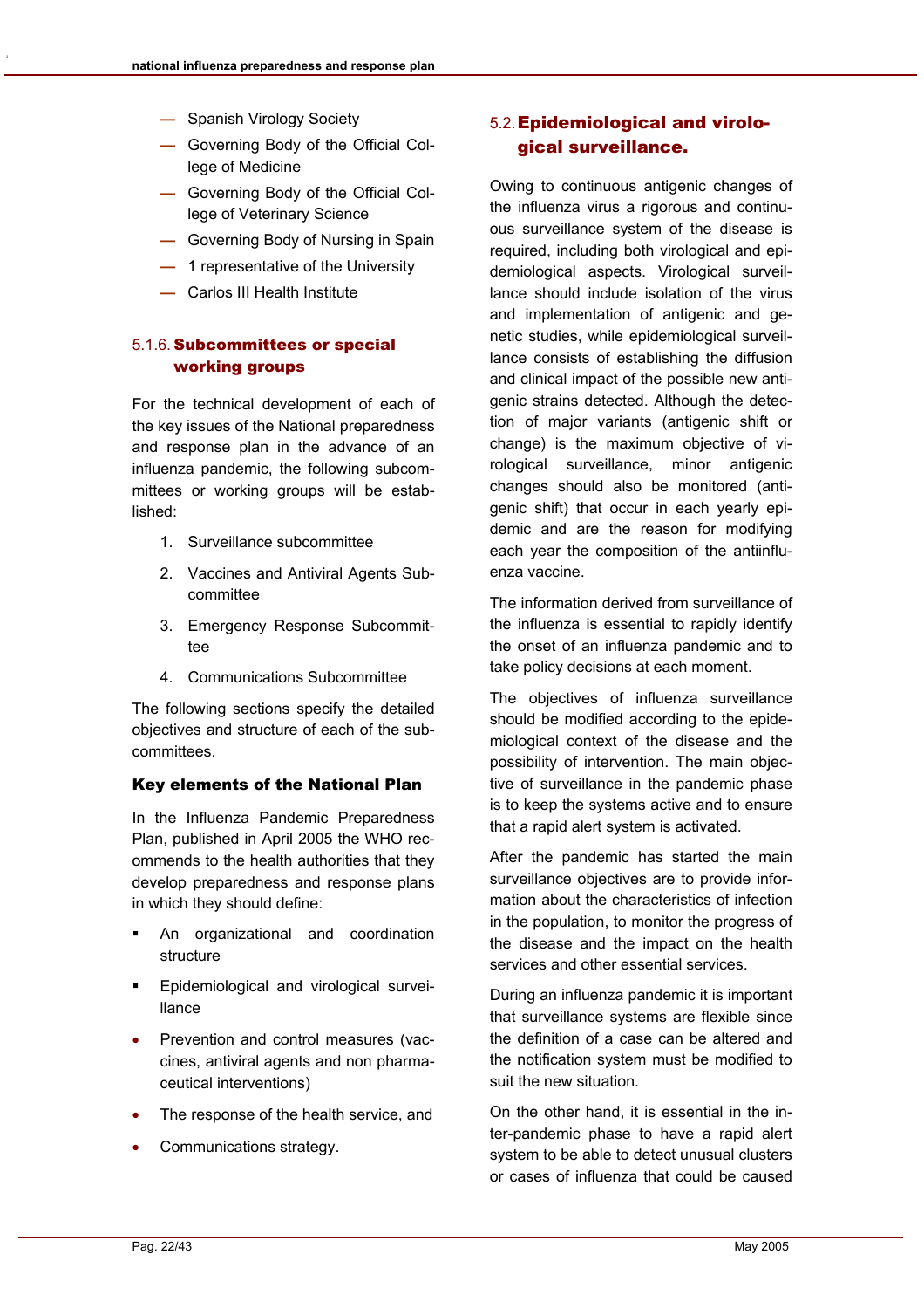- Spanish Virology Society
- Governing Body of the Official College of Medicine
- Governing Body of the Official College of Veterinary Science
- Governing Body of Nursing in Spain
- 1 representative of the University
- Carlos III Health Institute

### 5.1.6. Subcommittees or special working groups

For the technical development of each of the key issues of the National preparedness and response plan in the advance of an influenza pandemic, the following subcommittees or working groups will be established:

1. Surveillance subcommittee
2. Vaccines and Antiviral Agents Subcommittee
3. Emergency Response Subcommittee
4. Communications Subcommittee

The following sections specify the detailed objectives and structure of each of the subcommittees.

**Key elements of the National Plan**

In the Influenza Pandemic Preparedness Plan, published in April 2005 the WHO recommends to the health authorities that they develop preparedness and response plans in which they should define:

- An organizational and coordination structure
- Epidemiological and virological surveillance
- Prevention and control measures (vaccines, antiviral agents and non pharmaceutical interventions)
- The response of the health service, and
- Communications strategy.

## 5.2. Epidemiological and virological surveillance.

Owing to continuous antigenic changes of the influenza virus a rigorous and continuous surveillance system of the disease is required, including both virological and epidemiological aspects. Virological surveillance should include isolation of the virus and implementation of antigenic and genetic studies, while epidemiological surveillance consists of establishing the diffusion and clinical impact of the possible new antigenic strains detected. Although the detection of major variants (antigenic shift or change) is the maximum objective of virological surveillance, minor antigenic changes should also be monitored (antigenic shift) that occur in each yearly epidemic and are the reason for modifying each year the composition of the antiinfluenza vaccine.

The information derived from surveillance of the influenza is essential to rapidly identify the onset of an influenza pandemic and to take policy decisions at each moment.

The objectives of influenza surveillance should be modified according to the epidemiological context of the disease and the possibility of intervention. The main objective of surveillance in the pandemic phase is to keep the systems active and to ensure that a rapid alert system is activated.

After the pandemic has started the main surveillance objectives are to provide information about the characteristics of infection in the population, to monitor the progress of the disease and the impact on the health services and other essential services.

During an influenza pandemic it is important that surveillance systems are flexible since the definition of a case can be altered and the notification system must be modified to suit the new situation.

On the other hand, it is essential in the inter-pandemic phase to have a rapid alert system to be able to detect unusual clusters or cases of influenza that could be caused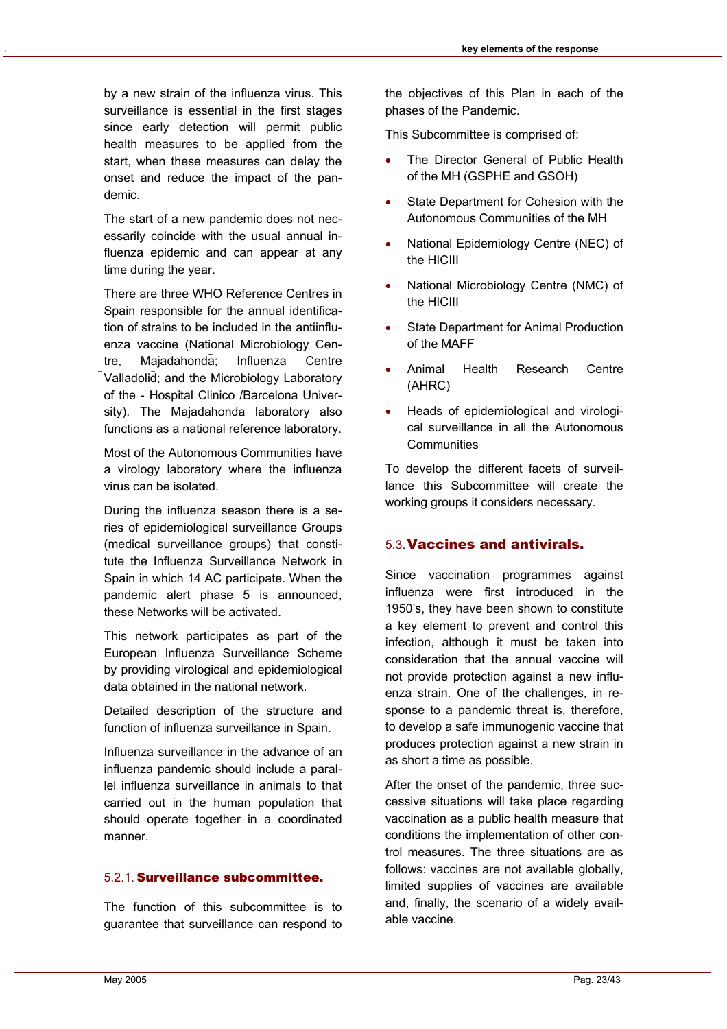by a new strain of the influenza virus. This surveillance is essential in the first stages since early detection will permit public health measures to be applied from the start, when these measures can delay the onset and reduce the impact of the pandemic.

The start of a new pandemic does not necessarily coincide with the usual annual influenza epidemic and can appear at any time during the year.

There are three WHO Reference Centres in Spain responsible for the annual identification of strains to be included in the antiinfluenza vaccine (National Microbiology Centre, Majadahonda; Influenza Centre Valladolid; and the Microbiology Laboratory of the - Hospital Clinico /Barcelona University). The Majadahonda laboratory also functions as a national reference laboratory.

Most of the Autonomous Communities have a virology laboratory where the influenza virus can be isolated.

During the influenza season there is a series of epidemiological surveillance Groups (medical surveillance groups) that constitute the Influenza Surveillance Network in Spain in which 14 AC participate. When the pandemic alert phase 5 is announced, these Networks will be activated.

This network participates as part of the European Influenza Surveillance Scheme by providing virological and epidemiological data obtained in the national network.

Detailed description of the structure and function of influenza surveillance in Spain.

Influenza surveillance in the advance of an influenza pandemic should include a parallel influenza surveillance in animals to that carried out in the human population that should operate together in a coordinated manner.

#### 5.2.1. **Surveillance subcommittee.**

The function of this subcommittee is to guarantee that surveillance can respond to the objectives of this Plan in each of the phases of the Pandemic.

This Subcommittee is comprised of:

- The Director General of Public Health of the MH (GSPHE and GSOH)
- State Department for Cohesion with the Autonomous Communities of the MH
- National Epidemiology Centre (NEC) of the HICIII
- National Microbiology Centre (NMC) of the HICIII
- State Department for Animal Production of the MAFF
- Animal Health Research Centre (AHRC)
- Heads of epidemiological and virological surveillance in all the Autonomous Communities

To develop the different facets of surveillance this Subcommittee will create the working groups it considers necessary.

### 5.3. **Vaccines and antivirals.**

Since vaccination programmes against influenza were first introduced in the 1950's, they have been shown to constitute a key element to prevent and control this infection, although it must be taken into consideration that the annual vaccine will not provide protection against a new influenza strain. One of the challenges, in response to a pandemic threat is, therefore, to develop a safe immunogenic vaccine that produces protection against a new strain in as short a time as possible.

After the onset of the pandemic, three successive situations will take place regarding vaccination as a public health measure that conditions the implementation of other control measures. The three situations are as follows: vaccines are not available globally, limited supplies of vaccines are available and, finally, the scenario of a widely available vaccine.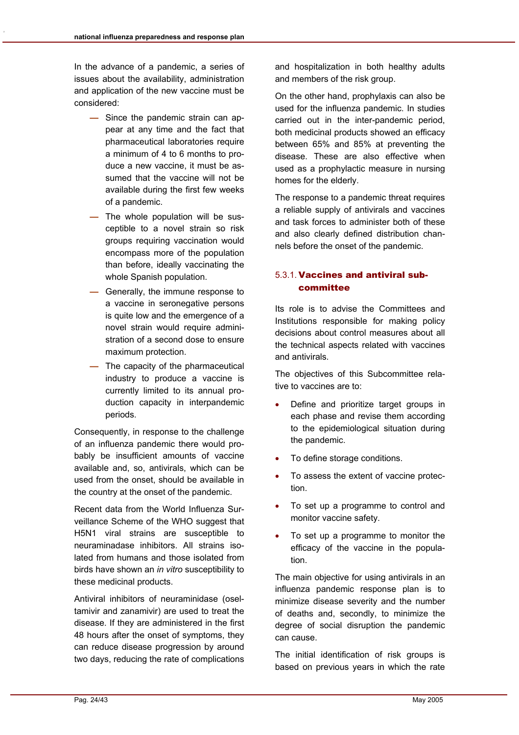In the advance of a pandemic, a series of issues about the availability, administration and application of the new vaccine must be considered:

- Since the pandemic strain can appear at any time and the fact that pharmaceutical laboratories require a minimum of 4 to 6 months to produce a new vaccine, it must be assumed that the vaccine will not be available during the first few weeks of a pandemic.
- The whole population will be susceptible to a novel strain so risk groups requiring vaccination would encompass more of the population than before, ideally vaccinating the whole Spanish population.
- Generally, the immune response to a vaccine in seronegative persons is quite low and the emergence of a novel strain would require administration of a second dose to ensure maximum protection.
- The capacity of the pharmaceutical industry to produce a vaccine is currently limited to its annual production capacity in interpandemic periods.

Consequently, in response to the challenge of an influenza pandemic there would probably be insufficient amounts of vaccine available and, so, antivirals, which can be used from the onset, should be available in the country at the onset of the pandemic.

Recent data from the World Influenza Surveillance Scheme of the WHO suggest that H5N1 viral strains are susceptible to neuraminadase inhibitors. All strains isolated from humans and those isolated from birds have shown an *in vitro* susceptibility to these medicinal products.

Antiviral inhibitors of neuraminidase (oseltamivir and zanamivir) are used to treat the disease. If they are administered in the first 48 hours after the onset of symptoms, they can reduce disease progression by around two days, reducing the rate of complications and hospitalization in both healthy adults and members of the risk group.

On the other hand, prophylaxis can also be used for the influenza pandemic. In studies carried out in the inter-pandemic period, both medicinal products showed an efficacy between 65% and 85% at preventing the disease. These are also effective when used as a prophylactic measure in nursing homes for the elderly.

The response to a pandemic threat requires a reliable supply of antivirals and vaccines and task forces to administer both of these and also clearly defined distribution channels before the onset of the pandemic.

### 5.3.1. Vaccines and antiviral subcommittee

Its role is to advise the Committees and Institutions responsible for making policy decisions about control measures about all the technical aspects related with vaccines and antivirals.

The objectives of this Subcommittee relative to vaccines are to:

- Define and prioritize target groups in each phase and revise them according to the epidemiological situation during the pandemic.
- To define storage conditions.
- To assess the extent of vaccine protection.
- To set up a programme to control and monitor vaccine safety.
- To set up a programme to monitor the efficacy of the vaccine in the population.

The main objective for using antivirals in an influenza pandemic response plan is to minimize disease severity and the number of deaths and, secondly, to minimize the degree of social disruption the pandemic can cause.

The initial identification of risk groups is based on previous years in which the rate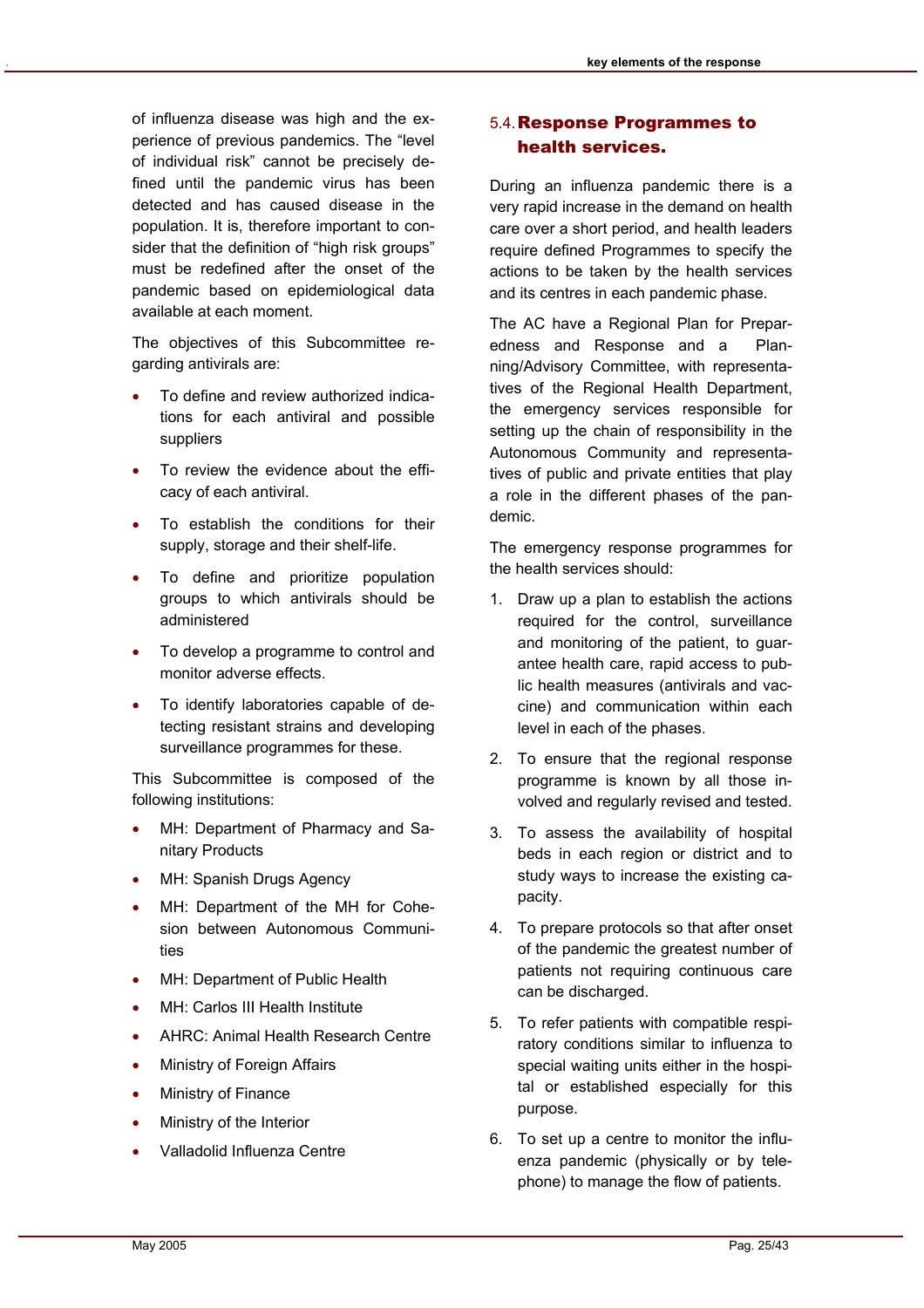of influenza disease was high and the experience of previous pandemics. The "level of individual risk" cannot be precisely defined until the pandemic virus has been detected and has caused disease in the population. It is, therefore important to consider that the definition of "high risk groups" must be redefined after the onset of the pandemic based on epidemiological data available at each moment.

The objectives of this Subcommittee regarding antivirals are:

- To define and review authorized indications for each antiviral and possible suppliers
- To review the evidence about the efficacy of each antiviral.
- To establish the conditions for their supply, storage and their shelf-life.
- To define and prioritize population groups to which antivirals should be administered
- To develop a programme to control and monitor adverse effects.
- To identify laboratories capable of detecting resistant strains and developing surveillance programmes for these.

This Subcommittee is composed of the following institutions:

- MH: Department of Pharmacy and Sanitary Products
- MH: Spanish Drugs Agency
- MH: Department of the MH for Cohesion between Autonomous Communities
- MH: Department of Public Health
- MH: Carlos III Health Institute
- AHRC: Animal Health Research Centre
- Ministry of Foreign Affairs
- Ministry of Finance
- Ministry of the Interior
- Valladolid Influenza Centre

## 5.4. Response Programmes to health services.

During an influenza pandemic there is a very rapid increase in the demand on health care over a short period, and health leaders require defined Programmes to specify the actions to be taken by the health services and its centres in each pandemic phase.

The AC have a Regional Plan for Preparedness and Response and a Planning/Advisory Committee, with representatives of the Regional Health Department, the emergency services responsible for setting up the chain of responsibility in the Autonomous Community and representatives of public and private entities that play a role in the different phases of the pandemic.

The emergency response programmes for the health services should:

1. Draw up a plan to establish the actions required for the control, surveillance and monitoring of the patient, to guarantee health care, rapid access to public health measures (antivirals and vaccine) and communication within each level in each of the phases.
2. To ensure that the regional response programme is known by all those involved and regularly revised and tested.
3. To assess the availability of hospital beds in each region or district and to study ways to increase the existing capacity.
4. To prepare protocols so that after onset of the pandemic the greatest number of patients not requiring continuous care can be discharged.
5. To refer patients with compatible respiratory conditions similar to influenza to special waiting units either in the hospital or established especially for this purpose.
6. To set up a centre to monitor the influenza pandemic (physically or by telephone) to manage the flow of patients.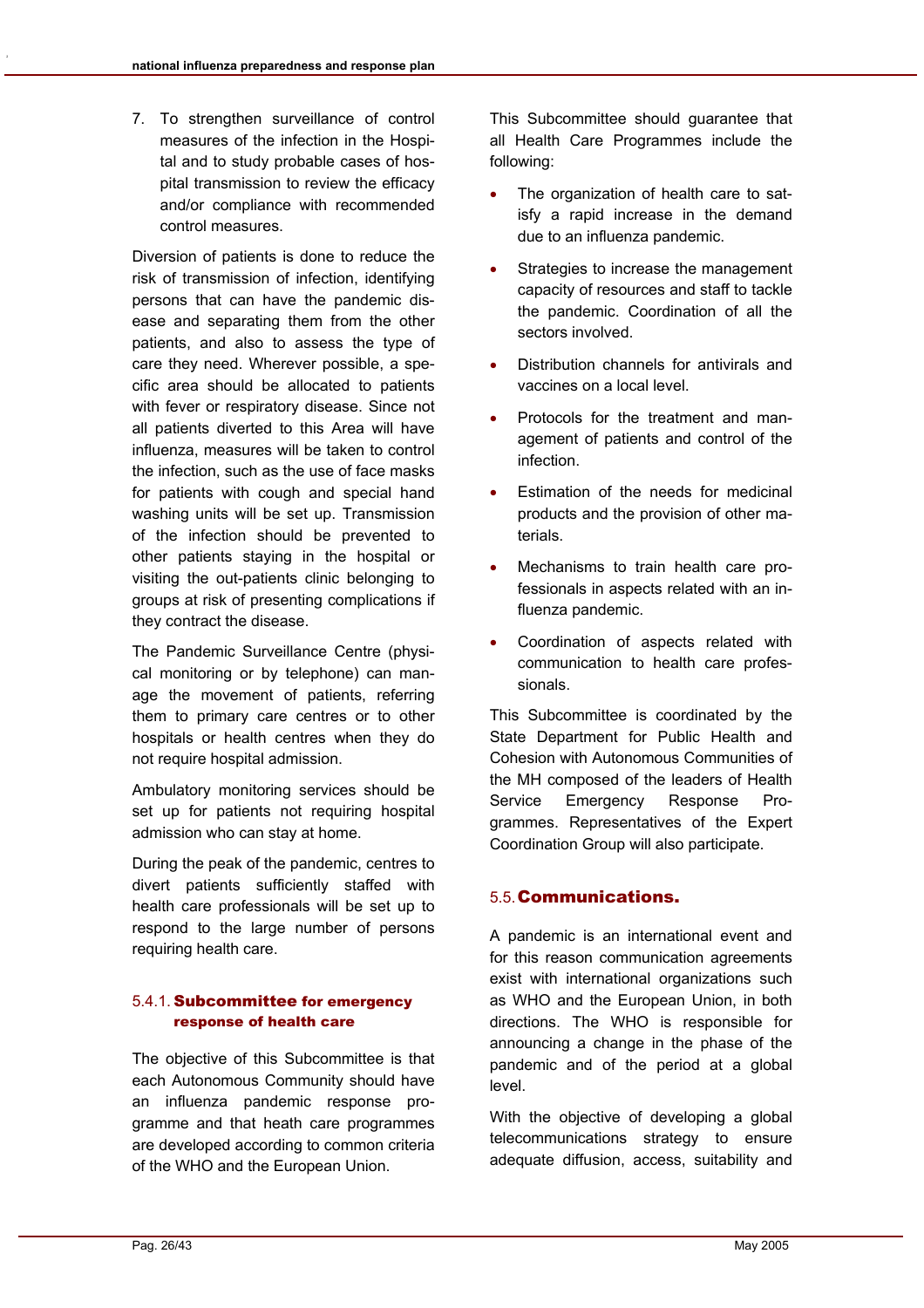7. To strengthen surveillance of control measures of the infection in the Hospital and to study probable cases of hospital transmission to review the efficacy and/or compliance with recommended control measures.

Diversion of patients is done to reduce the risk of transmission of infection, identifying persons that can have the pandemic disease and separating them from the other patients, and also to assess the type of care they need. Wherever possible, a specific area should be allocated to patients with fever or respiratory disease. Since not all patients diverted to this Area will have influenza, measures will be taken to control the infection, such as the use of face masks for patients with cough and special hand washing units will be set up. Transmission of the infection should be prevented to other patients staying in the hospital or visiting the out-patients clinic belonging to groups at risk of presenting complications if they contract the disease.

The Pandemic Surveillance Centre (physical monitoring or by telephone) can manage the movement of patients, referring them to primary care centres or to other hospitals or health centres when they do not require hospital admission.

Ambulatory monitoring services should be set up for patients not requiring hospital admission who can stay at home.

During the peak of the pandemic, centres to divert patients sufficiently staffed with health care professionals will be set up to respond to the large number of persons requiring health care.

### 5.4.1. Subcommittee for emergency response of health care

The objective of this Subcommittee is that each Autonomous Community should have an influenza pandemic response programme and that heath care programmes are developed according to common criteria of the WHO and the European Union.

This Subcommittee should guarantee that all Health Care Programmes include the following:

- The organization of health care to satisfy a rapid increase in the demand due to an influenza pandemic.
- Strategies to increase the management capacity of resources and staff to tackle the pandemic. Coordination of all the sectors involved.
- Distribution channels for antivirals and vaccines on a local level.
- Protocols for the treatment and management of patients and control of the infection.
- Estimation of the needs for medicinal products and the provision of other materials.
- Mechanisms to train health care professionals in aspects related with an influenza pandemic.
- Coordination of aspects related with communication to health care professionals.

This Subcommittee is coordinated by the State Department for Public Health and Cohesion with Autonomous Communities of the MH composed of the leaders of Health Service Emergency Response Programmes. Representatives of the Expert Coordination Group will also participate.

## 5.5. Communications.

A pandemic is an international event and for this reason communication agreements exist with international organizations such as WHO and the European Union, in both directions. The WHO is responsible for announcing a change in the phase of the pandemic and of the period at a global level.

With the objective of developing a global telecommunications strategy to ensure adequate diffusion, access, suitability and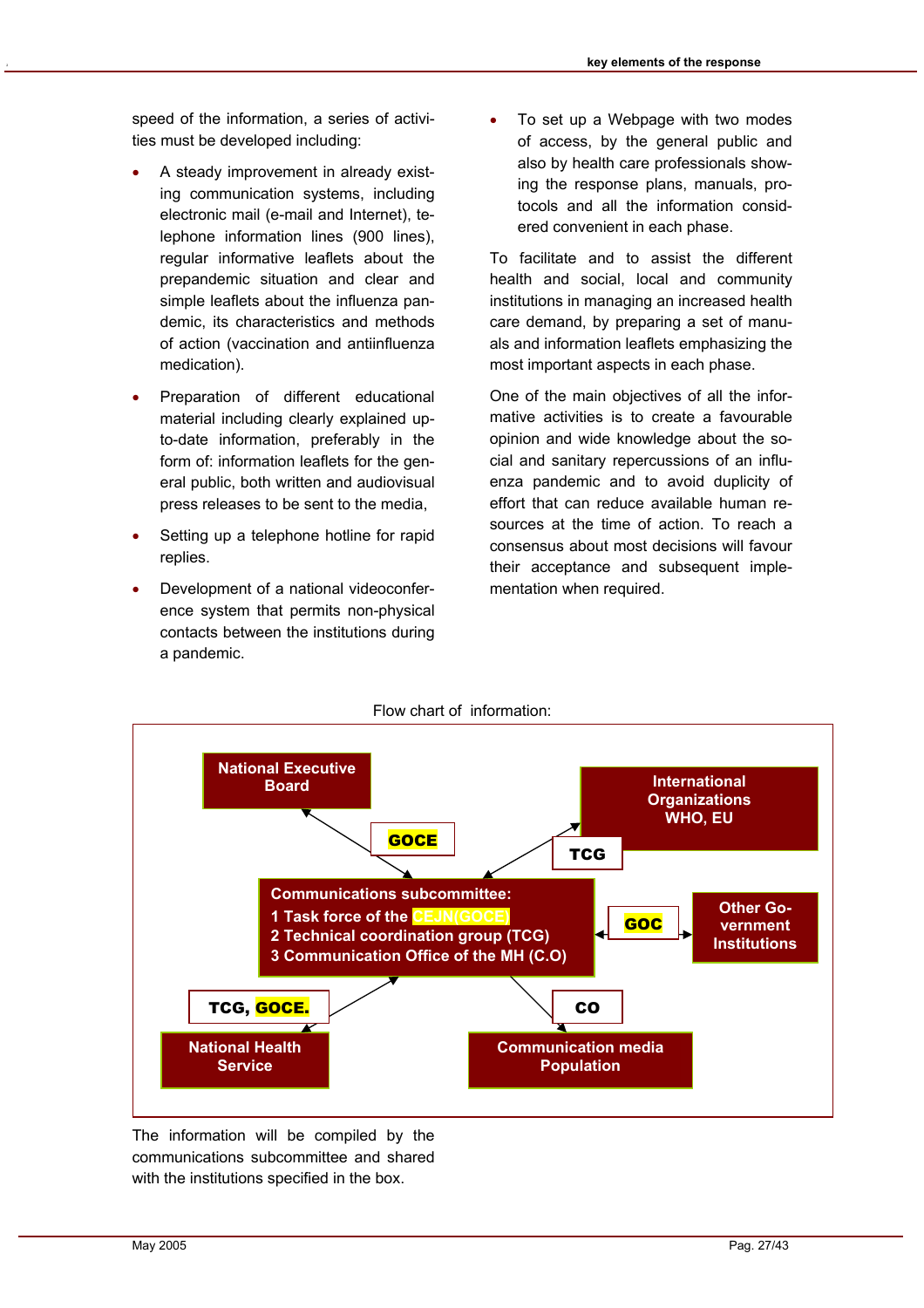speed of the information, a series of activities must be developed including:

- A steady improvement in already existing communication systems, including electronic mail (e-mail and Internet), telephone information lines (900 lines), regular informative leaflets about the prepandemic situation and clear and simple leaflets about the influenza pandemic, its characteristics and methods of action (vaccination and antiinfluenza medication).
- Preparation of different educational material including clearly explained up-to-date information, preferably in the form of: information leaflets for the general public, both written and audiovisual press releases to be sent to the media,
- Setting up a telephone hotline for rapid replies.
- Development of a national videoconference system that permits non-physical contacts between the institutions during a pandemic.
- To set up a Webpage with two modes of access, by the general public and also by health care professionals showing the response plans, manuals, protocols and all the information considered convenient in each phase.

To facilitate and to assist the different health and social, local and community institutions in managing an increased health care demand, by preparing a set of manuals and information leaflets emphasizing the most important aspects in each phase.

One of the main objectives of all the informative activities is to create a favourable opinion and wide knowledge about the social and sanitary repercussions of an influenza pandemic and to avoid duplicity of effort that can reduce available human resources at the time of action. To reach a consensus about most decisions will favour their acceptance and subsequent implementation when required.

Flow chart of information:

- **Communications subcommittee:**
  1. Task force of the CEJN(GOCE)
  2. Technical coordination group (TCG)
  3. Communication Office of the MH (C.O)
- **National Executive Board** ↔ Communications subcommittee: GOCE
- **International Organizations WHO, EU** ↔ Communications subcommittee: TCG
- **Other Government Institutions** ↔ Communications subcommittee: GOC
- **National Health Service** ↔ Communications subcommittee: TCG, GOCE.
- **Communication media Population** ← Communications subcommittee: CO

The information will be compiled by the communications subcommittee and shared with the institutions specified in the box.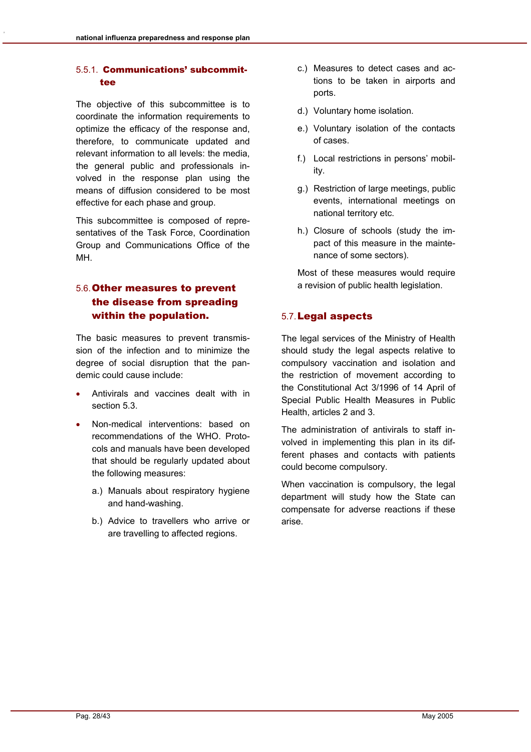#### 5.5.1. Communications' subcommittee

The objective of this subcommittee is to coordinate the information requirements to optimize the efficacy of the response and, therefore, to communicate updated and relevant information to all levels: the media, the general public and professionals involved in the response plan using the means of diffusion considered to be most effective for each phase and group.

This subcommittee is composed of representatives of the Task Force, Coordination Group and Communications Office of the MH.

### 5.6. Other measures to prevent the disease from spreading within the population.

The basic measures to prevent transmission of the infection and to minimize the degree of social disruption that the pandemic could cause include:

- Antivirals and vaccines dealt with in section 5.3.
- Non-medical interventions: based on recommendations of the WHO. Protocols and manuals have been developed that should be regularly updated about the following measures:
    - a.) Manuals about respiratory hygiene and hand-washing.
    - b.) Advice to travellers who arrive or are travelling to affected regions.
    - c.) Measures to detect cases and actions to be taken in airports and ports.
    - d.) Voluntary home isolation.
    - e.) Voluntary isolation of the contacts of cases.
    - f.) Local restrictions in persons' mobility.
    - g.) Restriction of large meetings, public events, international meetings on national territory etc.
    - h.) Closure of schools (study the impact of this measure in the maintenance of some sectors).

Most of these measures would require a revision of public health legislation.

### 5.7. Legal aspects

The legal services of the Ministry of Health should study the legal aspects relative to compulsory vaccination and isolation and the restriction of movement according to the Constitutional Act 3/1996 of 14 April of Special Public Health Measures in Public Health, articles 2 and 3.

The administration of antivirals to staff involved in implementing this plan in its different phases and contacts with patients could become compulsory.

When vaccination is compulsory, the legal department will study how the State can compensate for adverse reactions if these arise.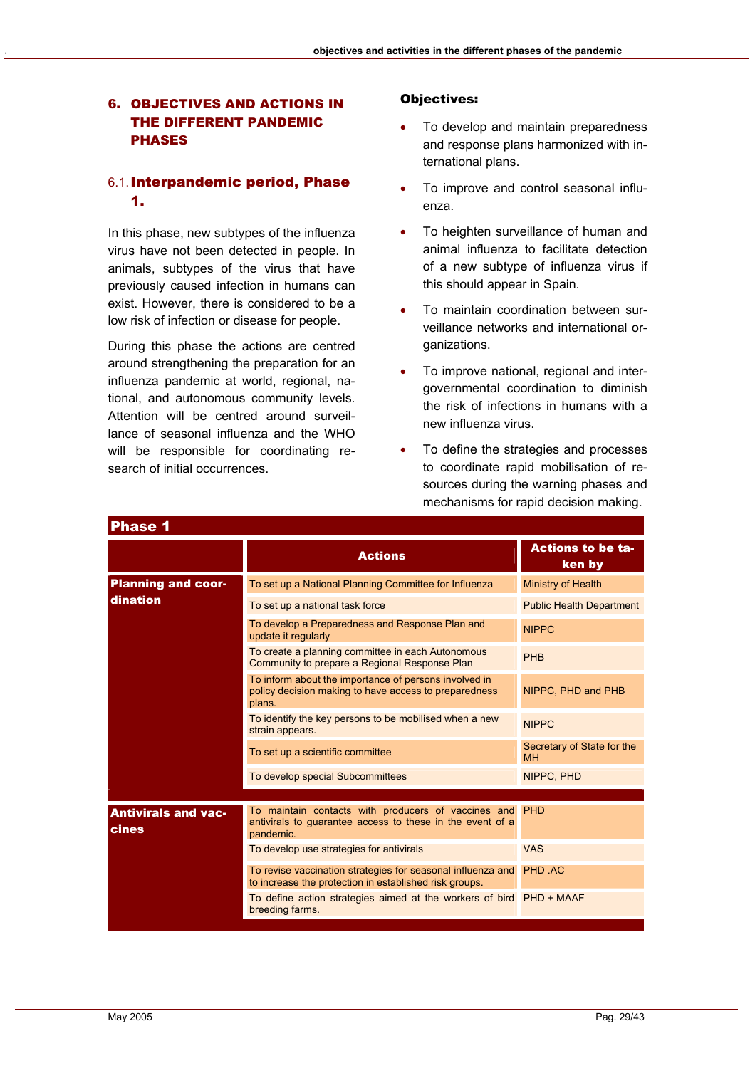## 6. OBJECTIVES AND ACTIONS IN THE DIFFERENT PANDEMIC PHASES

### 6.1. Interpandemic period, Phase 1.

In this phase, new subtypes of the influenza virus have not been detected in people. In animals, subtypes of the virus that have previously caused infection in humans can exist. However, there is considered to be a low risk of infection or disease for people.

During this phase the actions are centred around strengthening the preparation for an influenza pandemic at world, regional, national, and autonomous community levels. Attention will be centred around surveillance of seasonal influenza and the WHO will be responsible for coordinating research of initial occurrences.

**Objectives:**

- To develop and maintain preparedness and response plans harmonized with international plans.
- To improve and control seasonal influenza.
- To heighten surveillance of human and animal influenza to facilitate detection of a new subtype of influenza virus if this should appear in Spain.
- To maintain coordination between surveillance networks and international organizations.
- To improve national, regional and intergovernmental coordination to diminish the risk of infections in humans with a new influenza virus.
- To define the strategies and processes to coordinate rapid mobilisation of resources during the warning phases and mechanisms for rapid decision making.

**Phase 1**

| | Actions | Actions to be taken by |
|---|---|---|
| **Planning and coordination** | To set up a National Planning Committee for Influenza | Ministry of Health |
| | To set up a national task force | Public Health Department |
| | To develop a Preparedness and Response Plan and update it regularly | NIPPC |
| | To create a planning committee in each Autonomous Community to prepare a Regional Response Plan | PHB |
| | To inform about the importance of persons involved in policy decision making to have access to preparedness plans. | NIPPC, PHD and PHB |
| | To identify the key persons to be mobilised when a new strain appears. | NIPPC |
| | To set up a scientific committee | Secretary of State for the MH |
| | To develop special Subcommittees | NIPPC, PHD |
| **Antivirals and vaccines** | To maintain contacts with producers of vaccines and antivirals to guarantee access to these in the event of a pandemic. | PHD |
| | To develop use strategies for antivirals | VAS |
| | To revise vaccination strategies for seasonal influenza and to increase the protection in established risk groups. | PHD .AC |
| | To define action strategies aimed at the workers of bird breeding farms. | PHD + MAAF |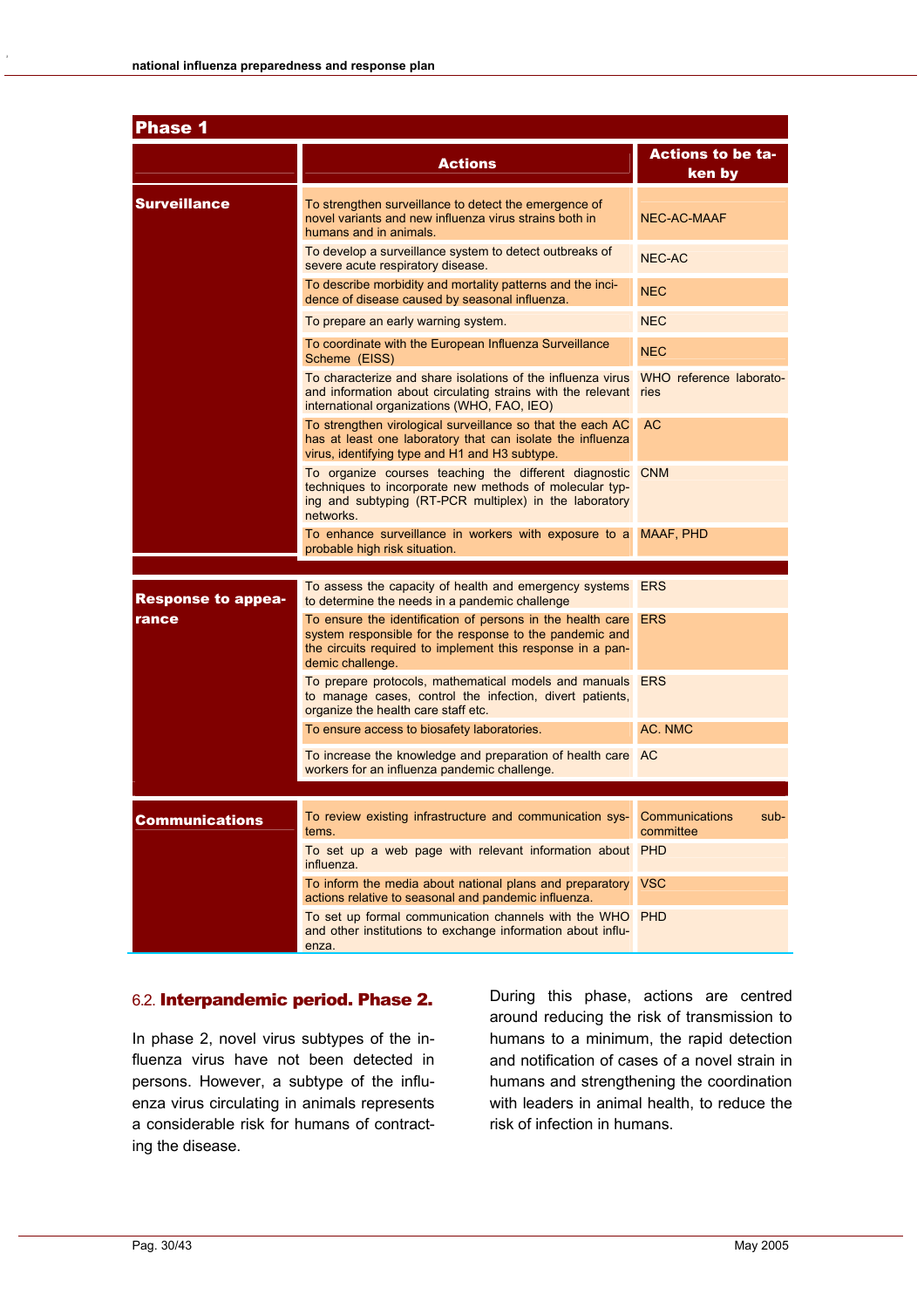| Phase 1 | | |
|---|---|---|
| | **Actions** | **Actions to be taken by** |
| **Surveillance** | To strengthen surveillance to detect the emergence of novel variants and new influenza virus strains both in humans and in animals. | NEC-AC-MAAF |
| | To develop a surveillance system to detect outbreaks of severe acute respiratory disease. | NEC-AC |
| | To describe morbidity and mortality patterns and the incidence of disease caused by seasonal influenza. | NEC |
| | To prepare an early warning system. | NEC |
| | To coordinate with the European Influenza Surveillance Scheme (EISS) | NEC |
| | To characterize and share isolations of the influenza virus and information about circulating strains with the relevant international organizations (WHO, FAO, IEO) | WHO reference laboratories |
| | To strengthen virological surveillance so that the each AC has at least one laboratory that can isolate the influenza virus, identifying type and H1 and H3 subtype. | AC |
| | To organize courses teaching the different diagnostic techniques to incorporate new methods of molecular typing and subtyping (RT-PCR multiplex) in the laboratory networks. | CNM |
| | To enhance surveillance in workers with exposure to a probable high risk situation. | MAAF, PHD |
| **Response to appearance** | To assess the capacity of health and emergency systems to determine the needs in a pandemic challenge | ERS |
| | To ensure the identification of persons in the health care system responsible for the response to the pandemic and the circuits required to implement this response in a pandemic challenge. | ERS |
| | To prepare protocols, mathematical models and manuals to manage cases, control the infection, divert patients, organize the health care staff etc. | ERS |
| | To ensure access to biosafety laboratories. | AC. NMC |
| | To increase the knowledge and preparation of health care workers for an influenza pandemic challenge. | AC |
| **Communications** | To review existing infrastructure and communication systems. | Communications subcommittee |
| | To set up a web page with relevant information about influenza. | PHD |
| | To inform the media about national plans and preparatory actions relative to seasonal and pandemic influenza. | VSC |
| | To set up formal communication channels with the WHO and other institutions to exchange information about influenza. | PHD |

## 6.2. Interpandemic period. Phase 2.

In phase 2, novel virus subtypes of the influenza virus have not been detected in persons. However, a subtype of the influenza virus circulating in animals represents a considerable risk for humans of contracting the disease.

During this phase, actions are centred around reducing the risk of transmission to humans to a minimum, the rapid detection and notification of cases of a novel strain in humans and strengthening the coordination with leaders in animal health, to reduce the risk of infection in humans.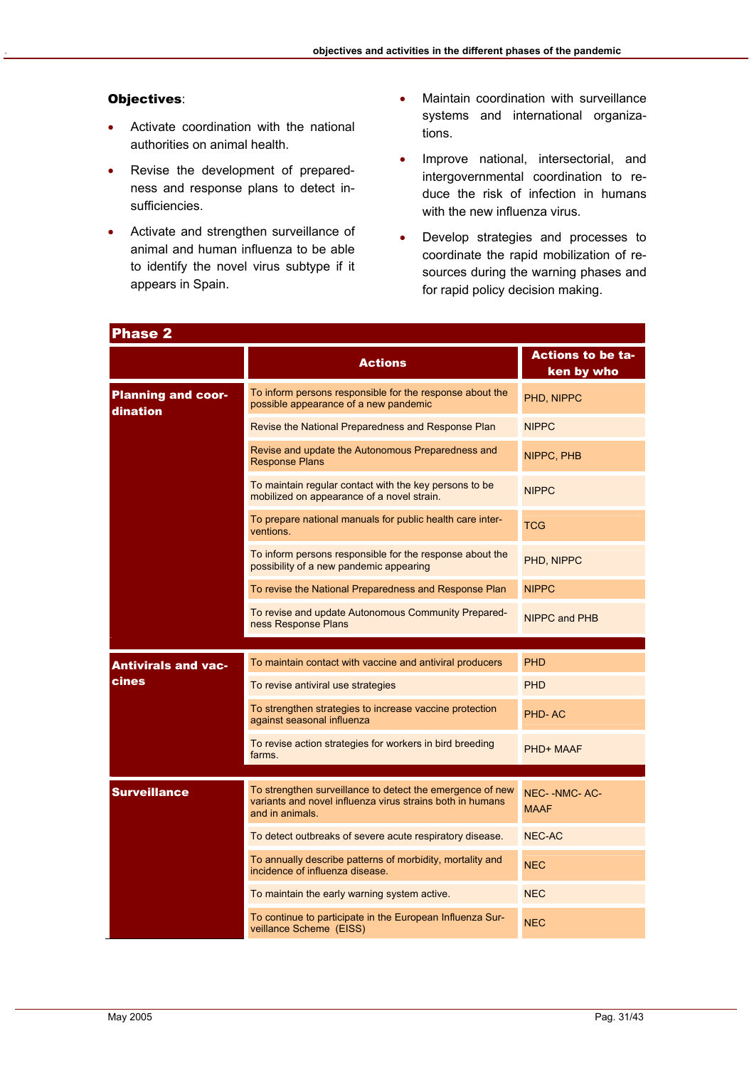**Objectives**:

- Activate coordination with the national authorities on animal health.
- Revise the development of preparedness and response plans to detect insufficiencies.
- Activate and strengthen surveillance of animal and human influenza to be able to identify the novel virus subtype if it appears in Spain.
- Maintain coordination with surveillance systems and international organizations.
- Improve national, intersectorial, and intergovernmental coordination to reduce the risk of infection in humans with the new influenza virus.
- Develop strategies and processes to coordinate the rapid mobilization of resources during the warning phases and for rapid policy decision making.

| Phase 2 | | |
|---|---|---|
| | **Actions** | **Actions to be taken by who** |
| **Planning and coordination** | To inform persons responsible for the response about the possible appearance of a new pandemic | PHD, NIPPC |
| | Revise the National Preparedness and Response Plan | NIPPC |
| | Revise and update the Autonomous Preparedness and Response Plans | NIPPC, PHB |
| | To maintain regular contact with the key persons to be mobilized on appearance of a novel strain. | NIPPC |
| | To prepare national manuals for public health care interventions. | TCG |
| | To inform persons responsible for the response about the possibility of a new pandemic appearing | PHD, NIPPC |
| | To revise the National Preparedness and Response Plan | NIPPC |
| | To revise and update Autonomous Community Preparedness Response Plans | NIPPC and PHB |
| **Antivirals and vaccines** | To maintain contact with vaccine and antiviral producers | PHD |
| | To revise antiviral use strategies | PHD |
| | To strengthen strategies to increase vaccine protection against seasonal influenza | PHD- AC |
| | To revise action strategies for workers in bird breeding farms. | PHD+ MAAF |
| **Surveillance** | To strengthen surveillance to detect the emergence of new variants and novel influenza virus strains both in humans and in animals. | NEC- -NMC- AC-MAAF |
| | To detect outbreaks of severe acute respiratory disease. | NEC-AC |
| | To annually describe patterns of morbidity, mortality and incidence of influenza disease. | NEC |
| | To maintain the early warning system active. | NEC |
| | To continue to participate in the European Influenza Surveillance Scheme (EISS) | NEC |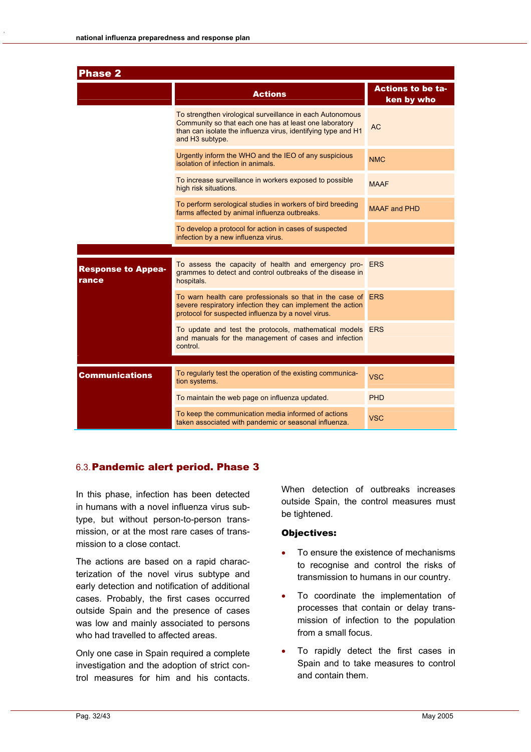| Phase 2 | | |
|---|---|---|
| | **Actions** | **Actions to be taken by who** |
| | To strengthen virological surveillance in each Autonomous Community so that each one has at least one laboratory than can isolate the influenza virus, identifying type and H1 and H3 subtype. | AC |
| | Urgently inform the WHO and the IEO of any suspicious isolation of infection in animals. | NMC |
| | To increase surveillance in workers exposed to possible high risk situations. | MAAF |
| | To perform serological studies in workers of bird breeding farms affected by animal influenza outbreaks. | MAAF and PHD |
| | To develop a protocol for action in cases of suspected infection by a new influenza virus. | |
| **Response to Appearance** | To assess the capacity of health and emergency programmes to detect and control outbreaks of the disease in hospitals. | ERS |
| | To warn health care professionals so that in the case of severe respiratory infection they can implement the action protocol for suspected influenza by a novel virus. | ERS |
| | To update and test the protocols, mathematical models and manuals for the management of cases and infection control. | ERS |
| **Communications** | To regularly test the operation of the existing communication systems. | VSC |
| | To maintain the web page on influenza updated. | PHD |
| | To keep the communication media informed of actions taken associated with pandemic or seasonal influenza. | VSC |

## 6.3. Pandemic alert period. Phase 3

In this phase, infection has been detected in humans with a novel influenza virus subtype, but without person-to-person transmission, or at the most rare cases of transmission to a close contact.

The actions are based on a rapid characterization of the novel virus subtype and early detection and notification of additional cases. Probably, the first cases occurred outside Spain and the presence of cases was low and mainly associated to persons who had travelled to affected areas.

Only one case in Spain required a complete investigation and the adoption of strict control measures for him and his contacts. When detection of outbreaks increases outside Spain, the control measures must be tightened.

### Objectives:

- To ensure the existence of mechanisms to recognise and control the risks of transmission to humans in our country.
- To coordinate the implementation of processes that contain or delay transmission of infection to the population from a small focus.
- To rapidly detect the first cases in Spain and to take measures to control and contain them.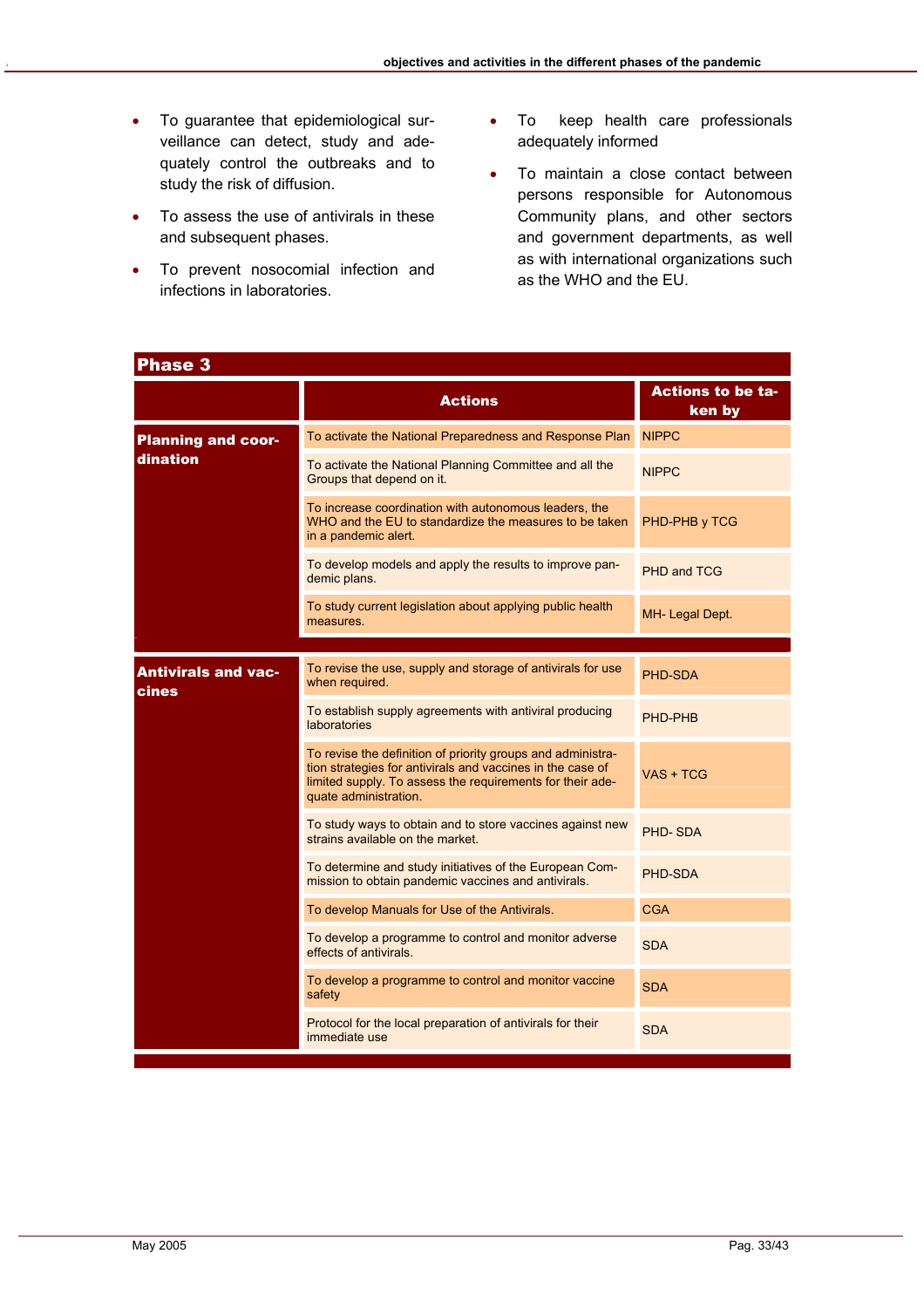- To guarantee that epidemiological surveillance can detect, study and adequately control the outbreaks and to study the risk of diffusion.
- To assess the use of antivirals in these and subsequent phases.
- To prevent nosocomial infection and infections in laboratories.
- To keep health care professionals adequately informed
- To maintain a close contact between persons responsible for Autonomous Community plans, and other sectors and government departments, as well as with international organizations such as the WHO and the EU.

**Phase 3**

| | Actions | Actions to be taken by |
|---|---|---|
| **Planning and coordination** | To activate the National Preparedness and Response Plan | NIPPC |
| | To activate the National Planning Committee and all the Groups that depend on it. | NIPPC |
| | To increase coordination with autonomous leaders, the WHO and the EU to standardize the measures to be taken in a pandemic alert. | PHD-PHB y TCG |
| | To develop models and apply the results to improve pandemic plans. | PHD and TCG |
| | To study current legislation about applying public health measures. | MH- Legal Dept. |
| **Antivirals and vaccines** | To revise the use, supply and storage of antivirals for use when required. | PHD-SDA |
| | To establish supply agreements with antiviral producing laboratories | PHD-PHB |
| | To revise the definition of priority groups and administration strategies for antivirals and vaccines in the case of limited supply. To assess the requirements for their adequate administration. | VAS + TCG |
| | To study ways to obtain and to store vaccines against new strains available on the market. | PHD- SDA |
| | To determine and study initiatives of the European Commission to obtain pandemic vaccines and antivirals. | PHD-SDA |
| | To develop Manuals for Use of the Antivirals. | CGA |
| | To develop a programme to control and monitor adverse effects of antivirals. | SDA |
| | To develop a programme to control and monitor vaccine safety | SDA |
| | Protocol for the local preparation of antivirals for their immediate use | SDA |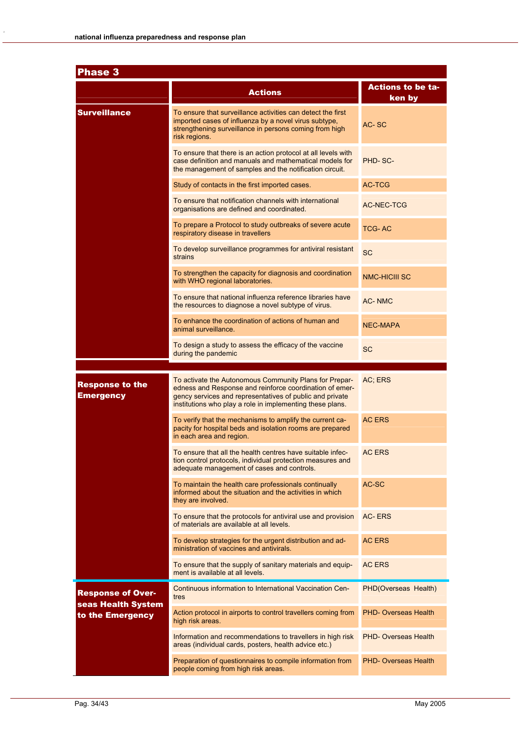## Phase 3

| | Actions | Actions to be taken by |
|---|---|---|
| **Surveillance** | To ensure that surveillance activities can detect the first imported cases of influenza by a novel virus subtype, strengthening surveillance in persons coming from high risk regions. | AC- SC |
| | To ensure that there is an action protocol at all levels with case definition and manuals and mathematical models for the management of samples and the notification circuit. | PHD- SC- |
| | Study of contacts in the first imported cases. | AC-TCG |
| | To ensure that notification channels with international organisations are defined and coordinated. | AC-NEC-TCG |
| | To prepare a Protocol to study outbreaks of severe acute respiratory disease in travellers | TCG- AC |
| | To develop surveillance programmes for antiviral resistant strains | SC |
| | To strengthen the capacity for diagnosis and coordination with WHO regional laboratories. | NMC-HICIII SC |
| | To ensure that national influenza reference libraries have the resources to diagnose a novel subtype of virus. | AC- NMC |
| | To enhance the coordination of actions of human and animal surveillance. | NEC-MAPA |
| | To design a study to assess the efficacy of the vaccine during the pandemic | SC |
| **Response to the Emergency** | To activate the Autonomous Community Plans for Preparedness and Response and reinforce coordination of emergency services and representatives of public and private institutions who play a role in implementing these plans. | AC; ERS |
| | To verify that the mechanisms to amplify the current capacity for hospital beds and isolation rooms are prepared in each area and region. | AC ERS |
| | To ensure that all the health centres have suitable infection control protocols, individual protection measures and adequate management of cases and controls. | AC ERS |
| | To maintain the health care professionals continually informed about the situation and the activities in which they are involved. | AC-SC |
| | To ensure that the protocols for antiviral use and provision of materials are available at all levels. | AC- ERS |
| | To develop strategies for the urgent distribution and administration of vaccines and antivirals. | AC ERS |
| | To ensure that the supply of sanitary materials and equipment is available at all levels. | AC ERS |
| **Response of Overseas Health System to the Emergency** | Continuous information to International Vaccination Centres | PHD(Overseas Health) |
| | Action protocol in airports to control travellers coming from high risk areas. | PHD- Overseas Health |
| | Information and recommendations to travellers in high risk areas (individual cards, posters, health advice etc.) | PHD- Overseas Health |
| | Preparation of questionnaires to compile information from people coming from high risk areas. | PHD- Overseas Health |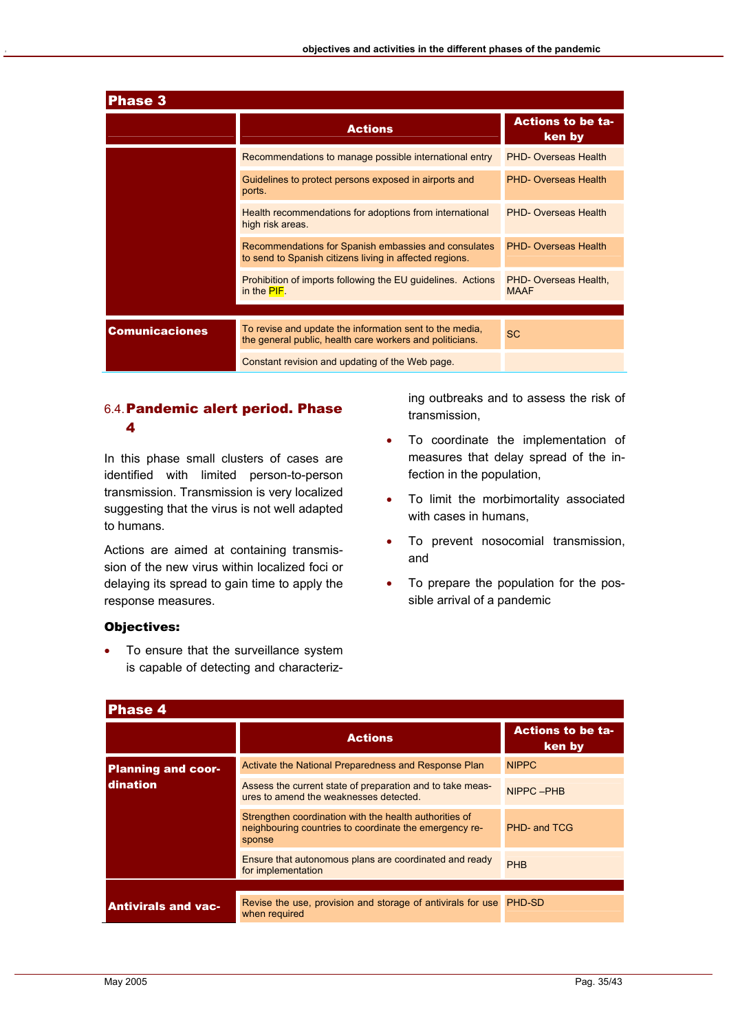| Phase 3 | | |
|---|---|---|
| | **Actions** | **Actions to be taken by** |
| | Recommendations to manage possible international entry | PHD- Overseas Health |
| | Guidelines to protect persons exposed in airports and ports. | PHD- Overseas Health |
| | Health recommendations for adoptions from international high risk areas. | PHD- Overseas Health |
| | Recommendations for Spanish embassies and consulates to send to Spanish citizens living in affected regions. | PHD- Overseas Health |
| | Prohibition of imports following the EU guidelines. Actions in the PIF. | PHD- Overseas Health, MAAF |
| **Comunicaciones** | To revise and update the information sent to the media, the general public, health care workers and politicians. | SC |
| | Constant revision and updating of the Web page. | |

## 6.4. Pandemic alert period. Phase 4

In this phase small clusters of cases are identified with limited person-to-person transmission. Transmission is very localized suggesting that the virus is not well adapted to humans.

Actions are aimed at containing transmission of the new virus within localized foci or delaying its spread to gain time to apply the response measures.

**Objectives:**

- To ensure that the surveillance system is capable of detecting and characterizing outbreaks and to assess the risk of transmission,
- To coordinate the implementation of measures that delay spread of the infection in the population,
- To limit the morbimortality associated with cases in humans,
- To prevent nosocomial transmission, and
- To prepare the population for the possible arrival of a pandemic

| Phase 4 | | |
|---|---|---|
| | **Actions** | **Actions to be taken by** |
| **Planning and coordination** | Activate the National Preparedness and Response Plan | NIPPC |
| | Assess the current state of preparation and to take measures to amend the weaknesses detected. | NIPPC –PHB |
| | Strengthen coordination with the health authorities of neighbouring countries to coordinate the emergency response | PHD- and TCG |
| | Ensure that autonomous plans are coordinated and ready for implementation | PHB |
| **Antivirals and vac-** | Revise the use, provision and storage of antivirals for use when required | PHD-SD |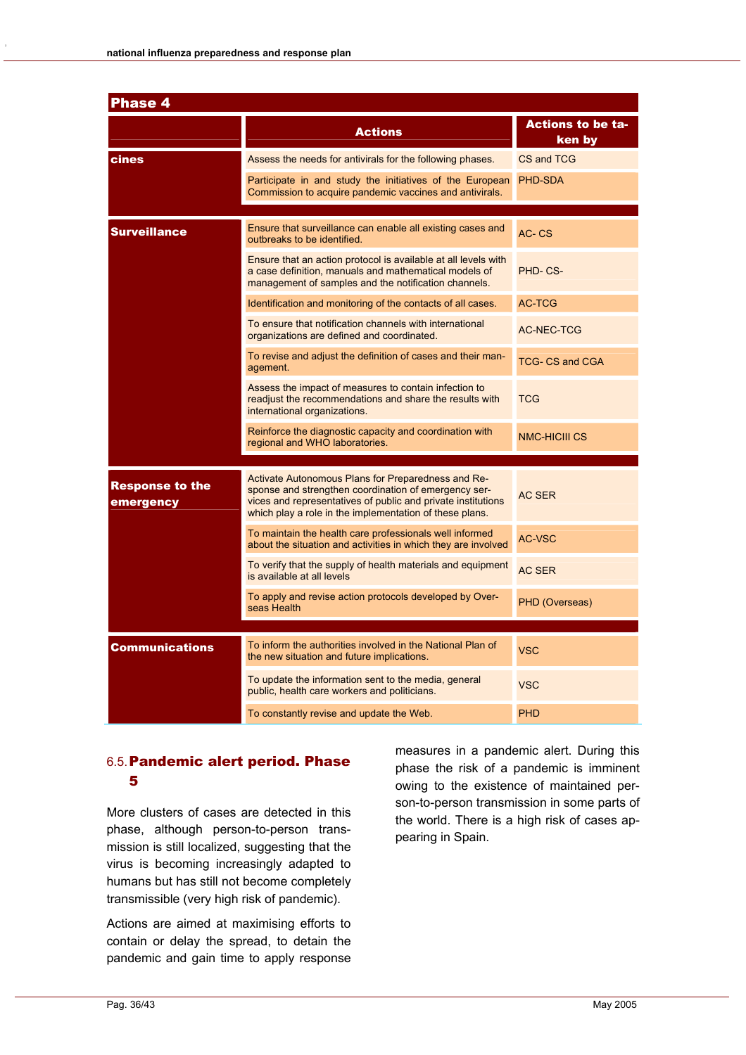| Phase 4 | | |
|---|---|---|
| | **Actions** | **Actions to be taken by** |
| **cines** | Assess the needs for antivirals for the following phases. | CS and TCG |
| | Participate in and study the initiatives of the European Commission to acquire pandemic vaccines and antivirals. | PHD-SDA |
| **Surveillance** | Ensure that surveillance can enable all existing cases and outbreaks to be identified. | AC- CS |
| | Ensure that an action protocol is available at all levels with a case definition, manuals and mathematical models of management of samples and the notification channels. | PHD- CS- |
| | Identification and monitoring of the contacts of all cases. | AC-TCG |
| | To ensure that notification channels with international organizations are defined and coordinated. | AC-NEC-TCG |
| | To revise and adjust the definition of cases and their management. | TCG- CS and CGA |
| | Assess the impact of measures to contain infection to readjust the recommendations and share the results with international organizations. | TCG |
| | Reinforce the diagnostic capacity and coordination with regional and WHO laboratories. | NMC-HICIII CS |
| **Response to the emergency** | Activate Autonomous Plans for Preparedness and Response and strengthen coordination of emergency services and representatives of public and private institutions which play a role in the implementation of these plans. | AC SER |
| | To maintain the health care professionals well informed about the situation and activities in which they are involved | AC-VSC |
| | To verify that the supply of health materials and equipment is available at all levels | AC SER |
| | To apply and revise action protocols developed by Overseas Health | PHD (Overseas) |
| **Communications** | To inform the authorities involved in the National Plan of the new situation and future implications. | VSC |
| | To update the information sent to the media, general public, health care workers and politicians. | VSC |
| | To constantly revise and update the Web. | PHD |

## 6.5. Pandemic alert period. Phase 5

More clusters of cases are detected in this phase, although person-to-person transmission is still localized, suggesting that the virus is becoming increasingly adapted to humans but has still not become completely transmissible (very high risk of pandemic).

Actions are aimed at maximising efforts to contain or delay the spread, to detain the pandemic and gain time to apply response measures in a pandemic alert. During this phase the risk of a pandemic is imminent owing to the existence of maintained person-to-person transmission in some parts of the world. There is a high risk of cases appearing in Spain.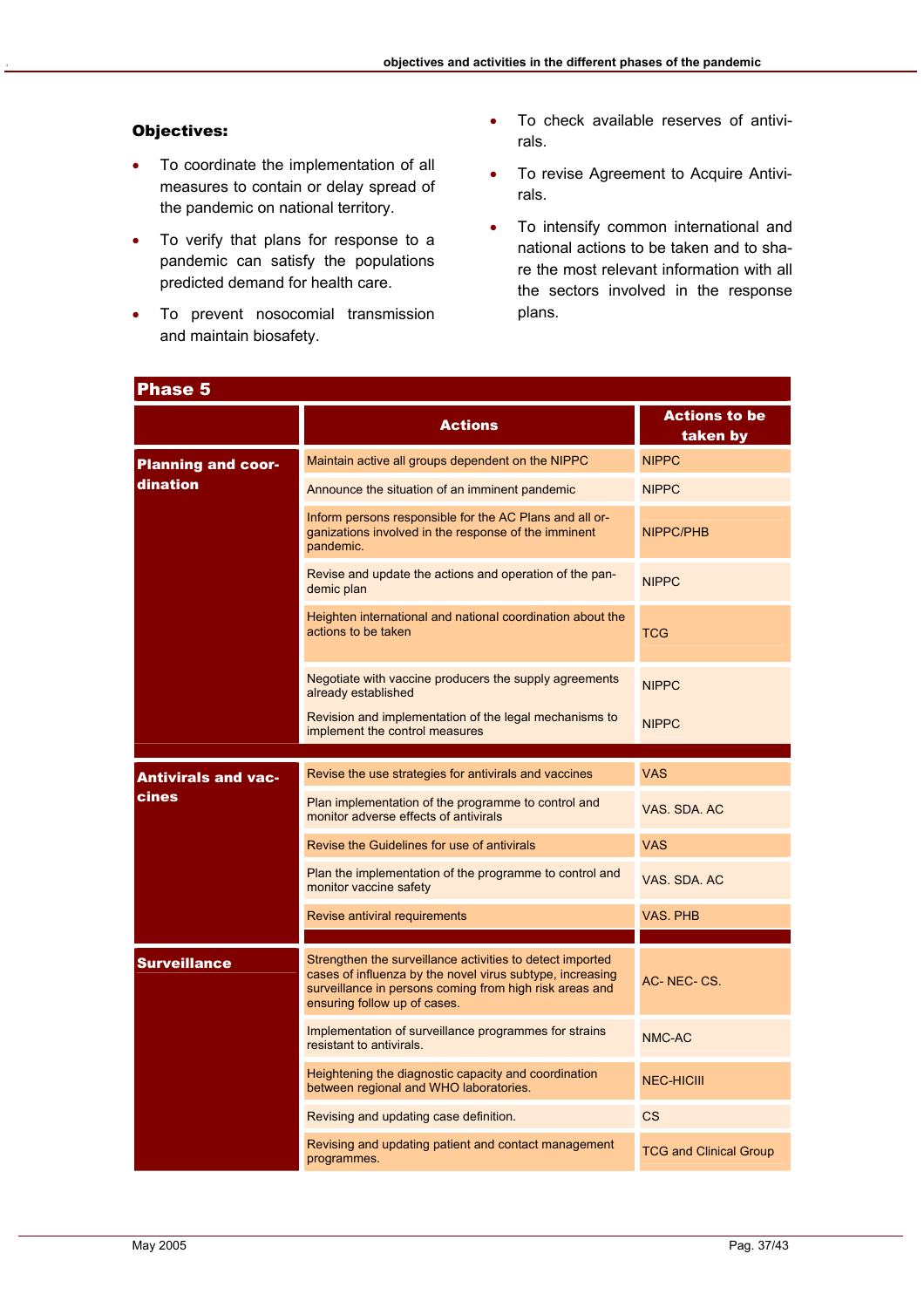**Objectives:**

- To coordinate the implementation of all measures to contain or delay spread of the pandemic on national territory.
- To verify that plans for response to a pandemic can satisfy the populations predicted demand for health care.
- To prevent nosocomial transmission and maintain biosafety.
- To check available reserves of antivirals.
- To revise Agreement to Acquire Antivirals.
- To intensify common international and national actions to be taken and to share the most relevant information with all the sectors involved in the response plans.

**Phase 5**

| | Actions | Actions to be taken by |
|---|---|---|
| **Planning and coordination** | Maintain active all groups dependent on the NIPPC | NIPPC |
| | Announce the situation of an imminent pandemic | NIPPC |
| | Inform persons responsible for the AC Plans and all organizations involved in the response of the imminent pandemic. | NIPPC/PHB |
| | Revise and update the actions and operation of the pandemic plan | NIPPC |
| | Heighten international and national coordination about the actions to be taken | TCG |
| | Negotiate with vaccine producers the supply agreements already established | NIPPC |
| | Revision and implementation of the legal mechanisms to implement the control measures | NIPPC |
| **Antivirals and vaccines** | Revise the use strategies for antivirals and vaccines | VAS |
| | Plan implementation of the programme to control and monitor adverse effects of antivirals | VAS. SDA. AC |
| | Revise the Guidelines for use of antivirals | VAS |
| | Plan the implementation of the programme to control and monitor vaccine safety | VAS. SDA. AC |
| | Revise antiviral requirements | VAS. PHB |
| **Surveillance** | Strengthen the surveillance activities to detect imported cases of influenza by the novel virus subtype, increasing surveillance in persons coming from high risk areas and ensuring follow up of cases. | AC- NEC- CS. |
| | Implementation of surveillance programmes for strains resistant to antivirals. | NMC-AC |
| | Heightening the diagnostic capacity and coordination between regional and WHO laboratories. | NEC-HICIII |
| | Revising and updating case definition. | CS |
| | Revising and updating patient and contact management programmes. | TCG and Clinical Group |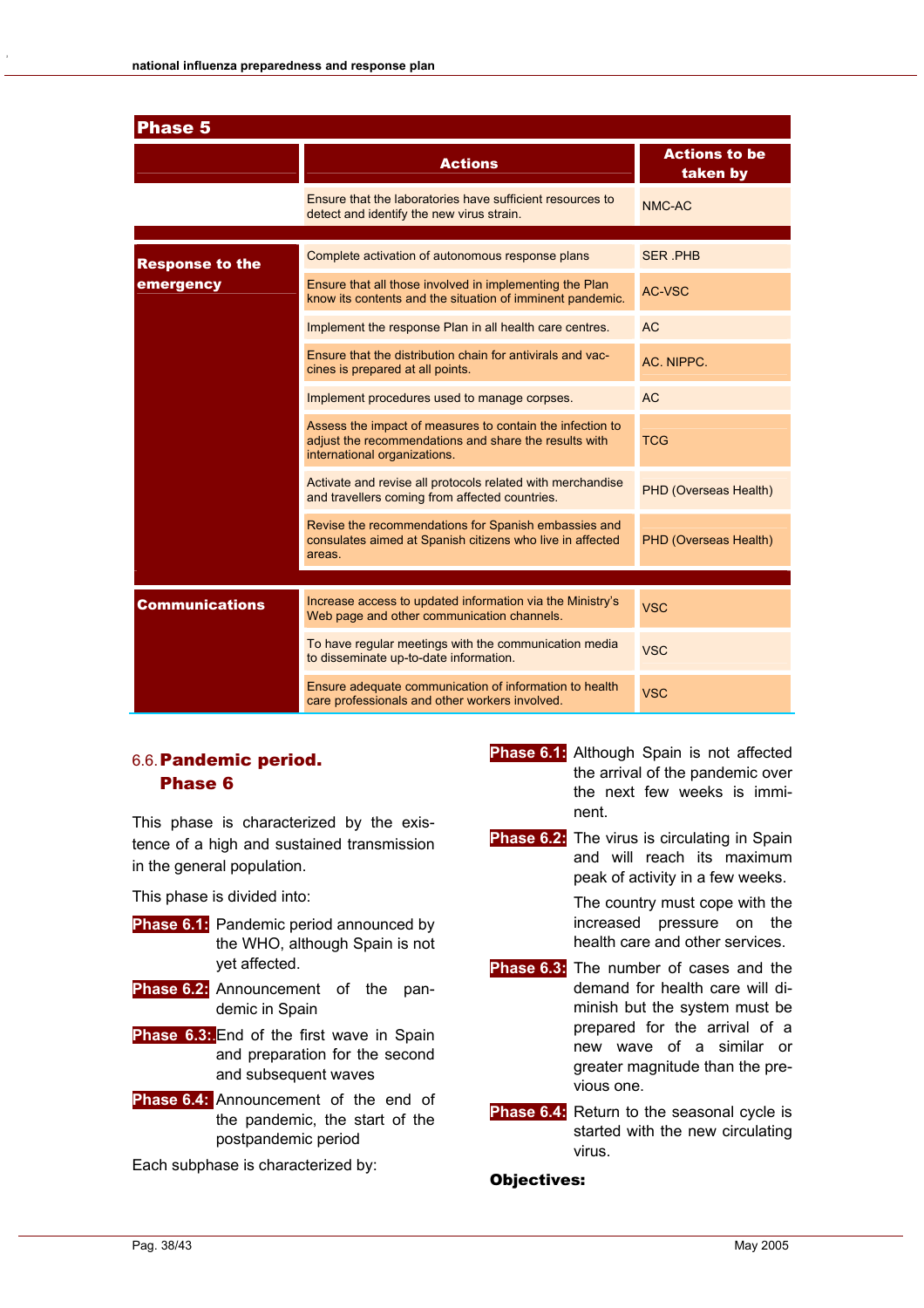| Phase 5 | | |
|---|---|---|
| | **Actions** | **Actions to be taken by** |
| | Ensure that the laboratories have sufficient resources to detect and identify the new virus strain. | NMC-AC |
| **Response to the emergency** | Complete activation of autonomous response plans | SER .PHB |
| | Ensure that all those involved in implementing the Plan know its contents and the situation of imminent pandemic. | AC-VSC |
| | Implement the response Plan in all health care centres. | AC |
| | Ensure that the distribution chain for antivirals and vaccines is prepared at all points. | AC. NIPPC. |
| | Implement procedures used to manage corpses. | AC |
| | Assess the impact of measures to contain the infection to adjust the recommendations and share the results with international organizations. | TCG |
| | Activate and revise all protocols related with merchandise and travellers coming from affected countries. | PHD (Overseas Health) |
| | Revise the recommendations for Spanish embassies and consulates aimed at Spanish citizens who live in affected areas. | PHD (Overseas Health) |
| **Communications** | Increase access to updated information via the Ministry's Web page and other communication channels. | VSC |
| | To have regular meetings with the communication media to disseminate up-to-date information. | VSC |
| | Ensure adequate communication of information to health care professionals and other workers involved. | VSC |

## 6.6. Pandemic period. Phase 6

This phase is characterized by the existence of a high and sustained transmission in the general population.

This phase is divided into:

**Phase 6.1:** Pandemic period announced by the WHO, although Spain is not yet affected.

**Phase 6.2:** Announcement of the pandemic in Spain

**Phase 6.3:** End of the first wave in Spain and preparation for the second and subsequent waves

**Phase 6.4:** Announcement of the end of the pandemic, the start of the postpandemic period

Each subphase is characterized by:

**Phase 6.1:** Although Spain is not affected the arrival of the pandemic over the next few weeks is imminent.

**Phase 6.2:** The virus is circulating in Spain and will reach its maximum peak of activity in a few weeks.

The country must cope with the increased pressure on the health care and other services.

**Phase 6.3:** The number of cases and the demand for health care will diminish but the system must be prepared for the arrival of a new wave of a similar or greater magnitude than the previous one.

**Phase 6.4:** Return to the seasonal cycle is started with the new circulating virus.

**Objectives:**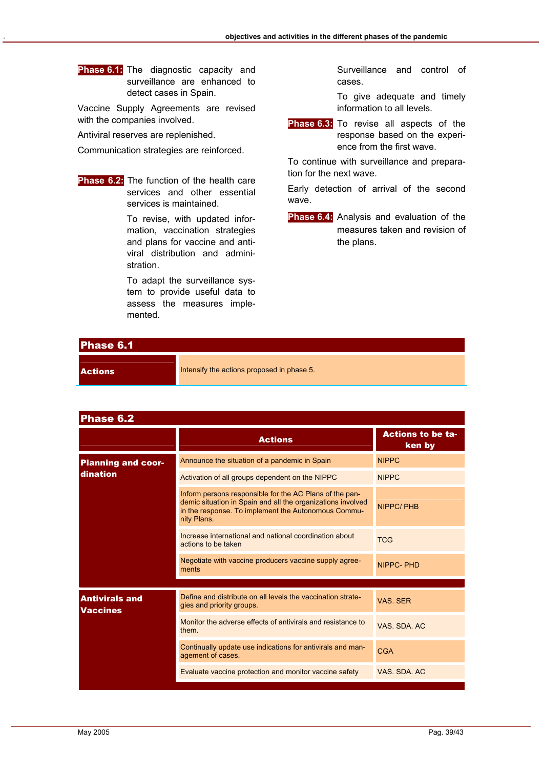**Phase 6.1:** The diagnostic capacity and surveillance are enhanced to detect cases in Spain.

Vaccine Supply Agreements are revised with the companies involved.

Antiviral reserves are replenished.

Communication strategies are reinforced.

**Phase 6.2:** The function of the health care services and other essential services is maintained.

To revise, with updated information, vaccination strategies and plans for vaccine and antiviral distribution and administration.

To adapt the surveillance system to provide useful data to assess the measures implemented.

Surveillance and control of cases.

To give adequate and timely information to all levels.

**Phase 6.3:** To revise all aspects of the response based on the experience from the first wave.

To continue with surveillance and preparation for the next wave.

Early detection of arrival of the second wave.

**Phase 6.4:** Analysis and evaluation of the measures taken and revision of the plans.

## Phase 6.1

| | |
|---|---|
| **Actions** | Intensify the actions proposed in phase 5. |

## Phase 6.2

| | Actions | Actions to be taken by |
|---|---|---|
| **Planning and coordination** | Announce the situation of a pandemic in Spain | NIPPC |
| | Activation of all groups dependent on the NIPPC | NIPPC |
| | Inform persons responsible for the AC Plans of the pandemic situation in Spain and all the organizations involved in the response. To implement the Autonomous Community Plans. | NIPPC/ PHB |
| | Increase international and national coordination about actions to be taken | TCG |
| | Negotiate with vaccine producers vaccine supply agreements | NIPPC- PHD |
| **Antivirals and Vaccines** | Define and distribute on all levels the vaccination strategies and priority groups. | VAS. SER |
| | Monitor the adverse effects of antivirals and resistance to them. | VAS. SDA. AC |
| | Continually update use indications for antivirals and management of cases. | CGA |
| | Evaluate vaccine protection and monitor vaccine safety | VAS. SDA. AC |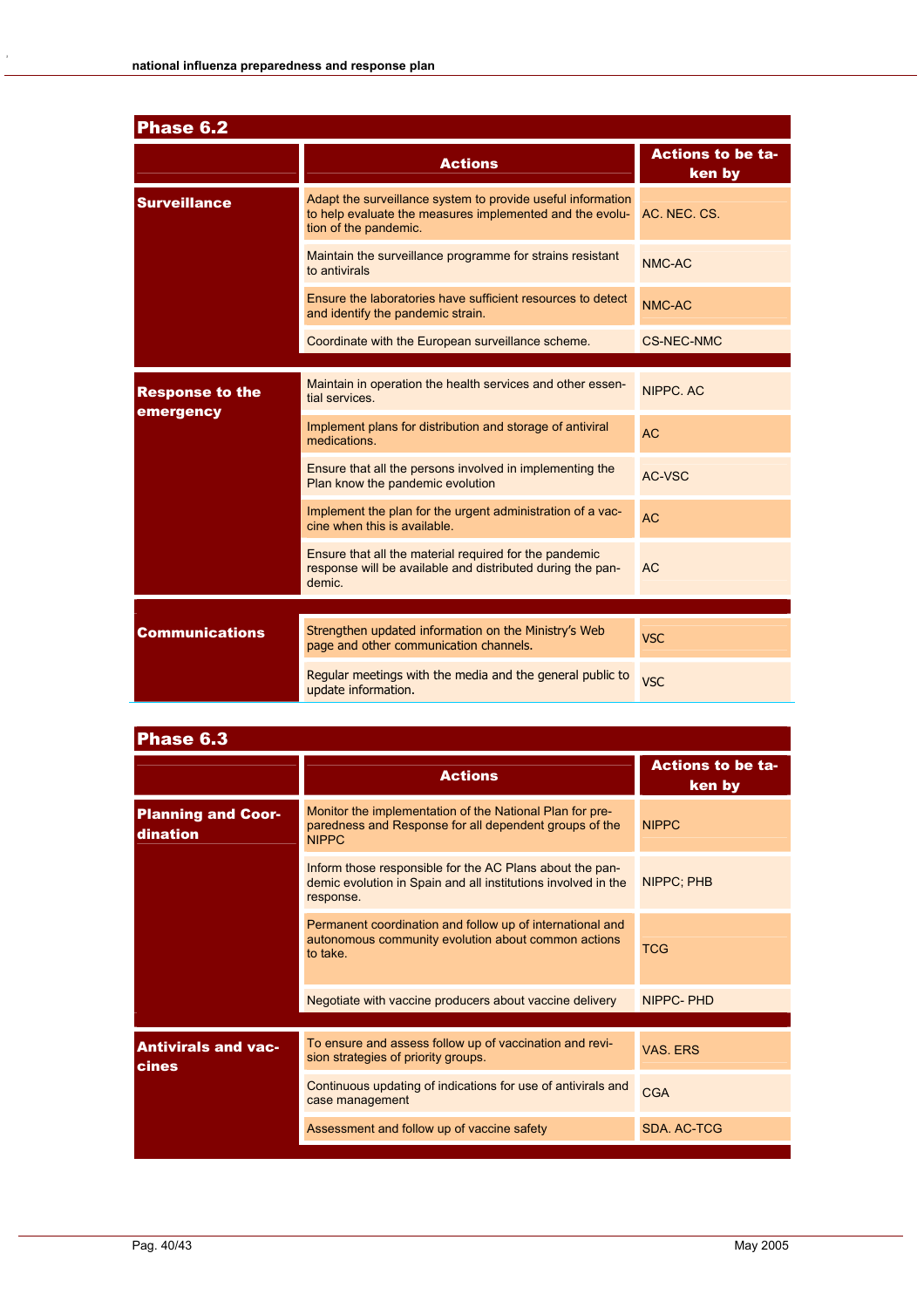## Phase 6.2

| | Actions | Actions to be taken by |
|---|---|---|
| **Surveillance** | Adapt the surveillance system to provide useful information to help evaluate the measures implemented and the evolution of the pandemic. | AC. NEC. CS. |
| | Maintain the surveillance programme for strains resistant to antivirals | NMC-AC |
| | Ensure the laboratories have sufficient resources to detect and identify the pandemic strain. | NMC-AC |
| | Coordinate with the European surveillance scheme. | CS-NEC-NMC |
| **Response to the emergency** | Maintain in operation the health services and other essential services. | NIPPC. AC |
| | Implement plans for distribution and storage of antiviral medications. | AC |
| | Ensure that all the persons involved in implementing the Plan know the pandemic evolution | AC-VSC |
| | Implement the plan for the urgent administration of a vaccine when this is available. | AC |
| | Ensure that all the material required for the pandemic response will be available and distributed during the pandemic. | AC |
| **Communications** | Strengthen updated information on the Ministry's Web page and other communication channels. | VSC |
| | Regular meetings with the media and the general public to update information. | VSC |

## Phase 6.3

| | Actions | Actions to be taken by |
|---|---|---|
| **Planning and Coordination** | Monitor the implementation of the National Plan for preparedness and Response for all dependent groups of the NIPPC | NIPPC |
| | Inform those responsible for the AC Plans about the pandemic evolution in Spain and all institutions involved in the response. | NIPPC; PHB |
| | Permanent coordination and follow up of international and autonomous community evolution about common actions to take. | TCG |
| | Negotiate with vaccine producers about vaccine delivery | NIPPC- PHD |
| **Antivirals and vaccines** | To ensure and assess follow up of vaccination and revision strategies of priority groups. | VAS. ERS |
| | Continuous updating of indications for use of antivirals and case management | CGA |
| | Assessment and follow up of vaccine safety | SDA. AC-TCG |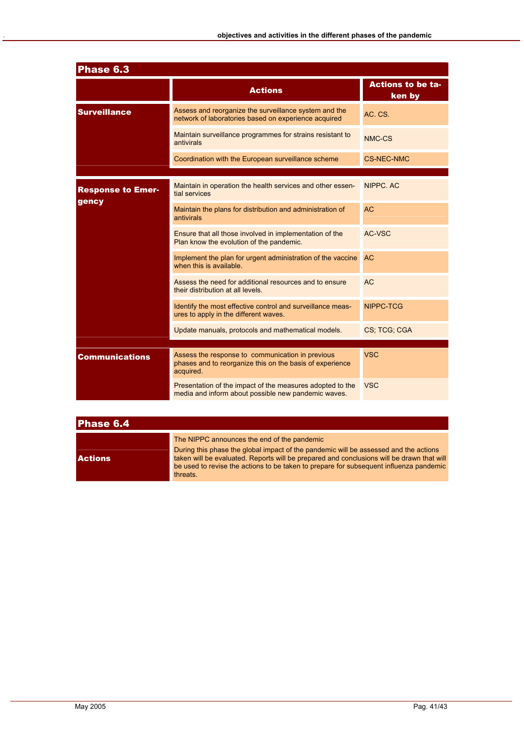## Phase 6.3

| | Actions | Actions to be taken by |
|---|---|---|
| **Surveillance** | Assess and reorganize the surveillance system and the network of laboratories based on experience acquired | AC. CS. |
| | Maintain surveillance programmes for strains resistant to antivirals | NMC-CS |
| | Coordination with the European surveillance scheme | CS-NEC-NMC |
| **Response to Emergency** | Maintain in operation the health services and other essential services | NIPPC. AC |
| | Maintain the plans for distribution and administration of antivirals | AC |
| | Ensure that all those involved in implementation of the Plan know the evolution of the pandemic. | AC-VSC |
| | Implement the plan for urgent administration of the vaccine when this is available. | AC |
| | Assess the need for additional resources and to ensure their distribution at all levels. | AC |
| | Identify the most effective control and surveillance measures to apply in the different waves. | NIPPC-TCG |
| | Update manuals, protocols and mathematical models. | CS; TCG; CGA |
| **Communications** | Assess the response to communication in previous phases and to reorganize this on the basis of experience acquired. | VSC |
| | Presentation of the impact of the measures adopted to the media and inform about possible new pandemic waves. | VSC |

## Phase 6.4

| | |
|---|---|
| **Actions** | The NIPPC announces the end of the pandemic<br>During this phase the global impact of the pandemic will be assessed and the actions taken will be evaluated. Reports will be prepared and conclusions will be drawn that will be used to revise the actions to be taken to prepare for subsequent influenza pandemic threats. |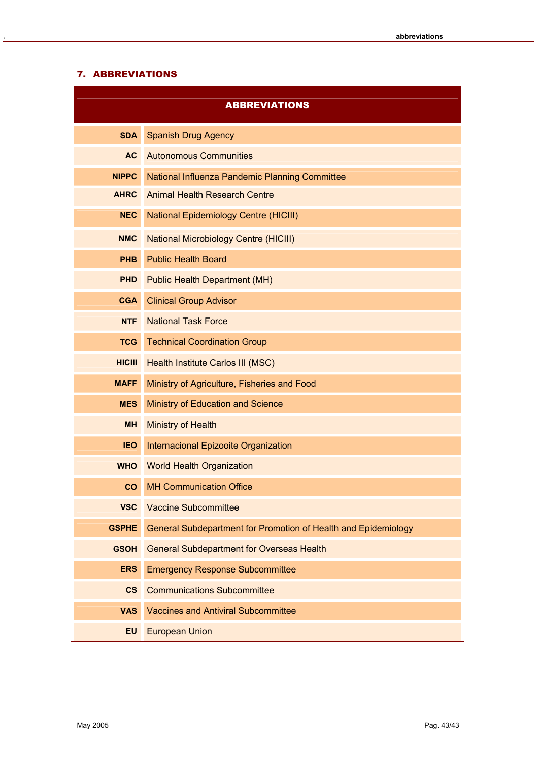## 7. ABBREVIATIONS

| ABBREVIATIONS | |
|---|---|
| **SDA** | Spanish Drug Agency |
| **AC** | Autonomous Communities |
| **NIPPC** | National Influenza Pandemic Planning Committee |
| **AHRC** | Animal Health Research Centre |
| **NEC** | National Epidemiology Centre (HICIII) |
| **NMC** | National Microbiology Centre (HICIII) |
| **PHB** | Public Health Board |
| **PHD** | Public Health Department (MH) |
| **CGA** | Clinical Group Advisor |
| **NTF** | National Task Force |
| **TCG** | Technical Coordination Group |
| **HICIII** | Health Institute Carlos III (MSC) |
| **MAFF** | Ministry of Agriculture, Fisheries and Food |
| **MES** | Ministry of Education and Science |
| **MH** | Ministry of Health |
| **IEO** | Internacional Epizooite Organization |
| **WHO** | World Health Organization |
| **CO** | MH Communication Office |
| **VSC** | Vaccine Subcommittee |
| **GSPHE** | General Subdepartment for Promotion of Health and Epidemiology |
| **GSOH** | General Subdepartment for Overseas Health |
| **ERS** | Emergency Response Subcommittee |
| **CS** | Communications Subcommittee |
| **VAS** | Vaccines and Antiviral Subcommittee |
| **EU** | European Union |